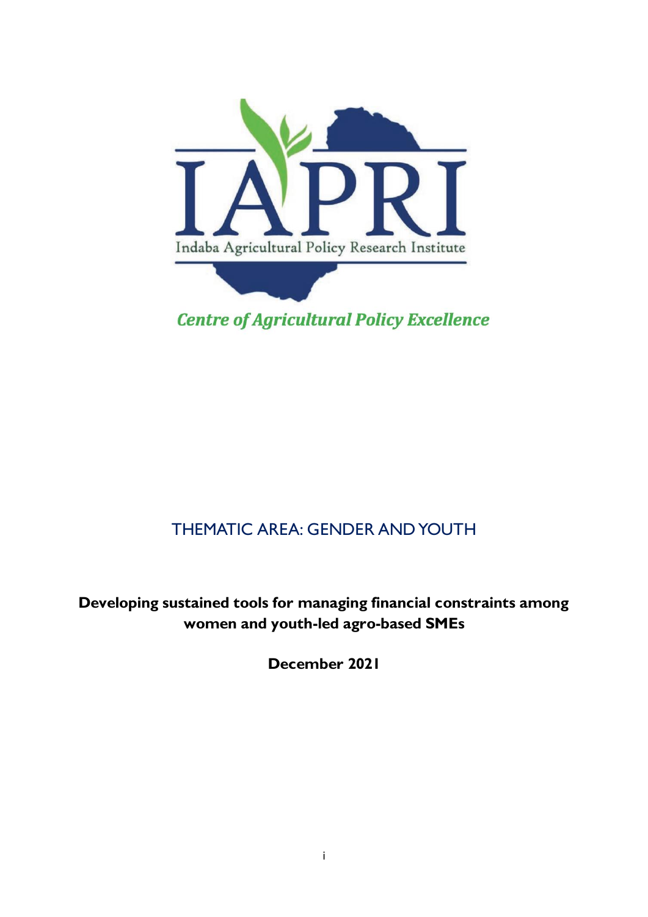IAPRI

Indaba Agricultural Policy Research Institute

*Centre of Agricultural Policy Excellence*

THEMATIC AREA: GENDER AND YOUTH

**Developing sustained tools for managing financial constraints among women and youth-led agro-based SMEs**

**December 2021**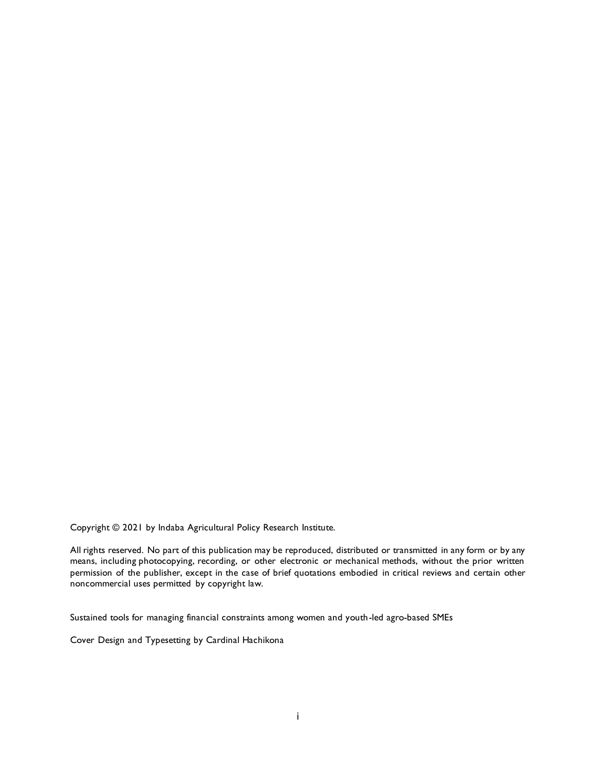Copyright © 2021 by Indaba Agricultural Policy Research Institute.

All rights reserved. No part of this publication may be reproduced, distributed or transmitted in any form or by any means, including photocopying, recording, or other electronic or mechanical methods, without the prior written permission of the publisher, except in the case of brief quotations embodied in critical reviews and certain other noncommercial uses permitted by copyright law.

Sustained tools for managing financial constraints among women and youth-led agro-based SMEs

Cover Design and Typesetting by Cardinal Hachikona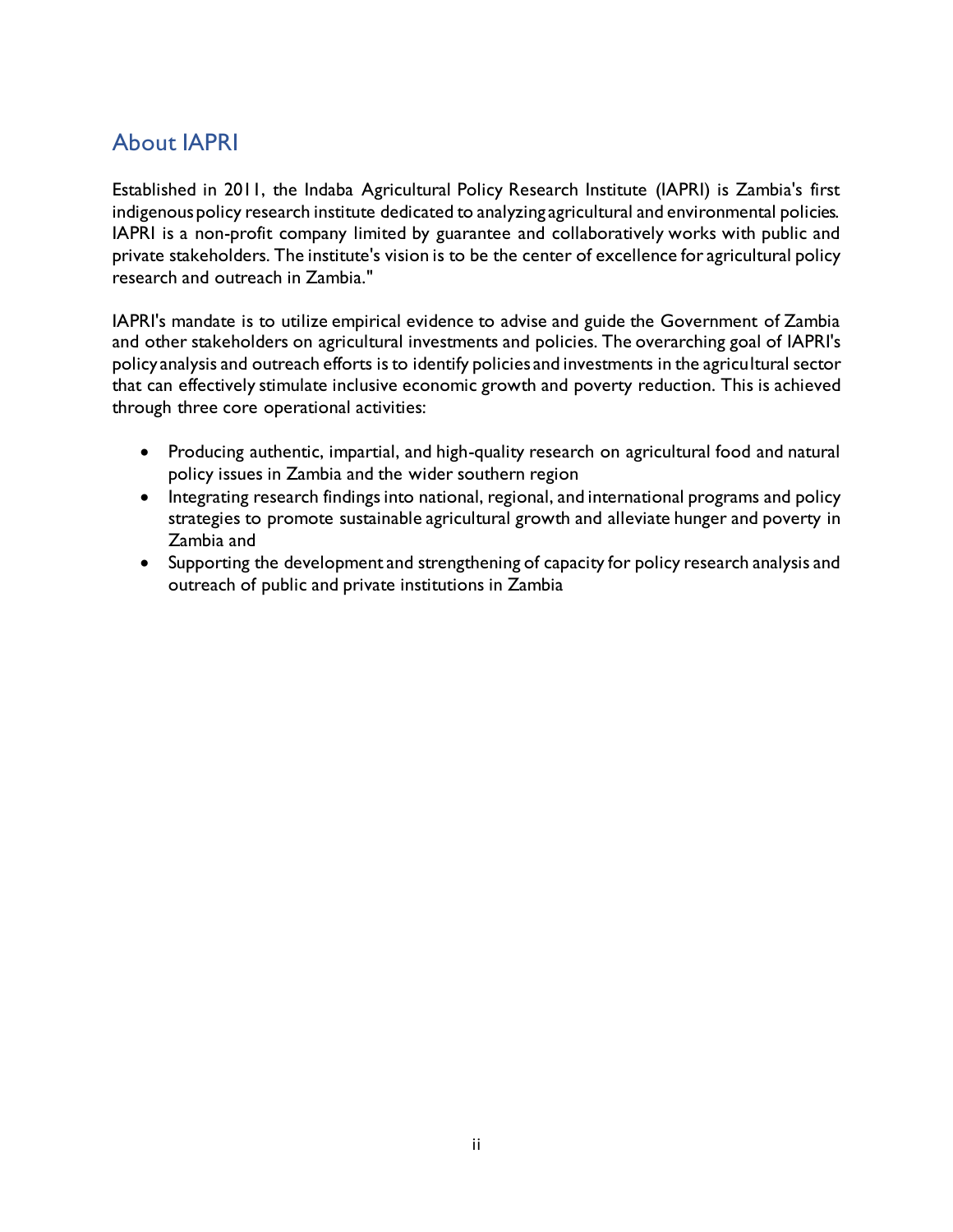## About IAPRI

Established in 2011, the Indaba Agricultural Policy Research Institute (IAPRI) is Zambia's first indigenous policy research institute dedicated to analyzing agricultural and environmental policies. IAPRI is a non-profit company limited by guarantee and collaboratively works with public and private stakeholders. The institute's vision is to be the center of excellence for agricultural policy research and outreach in Zambia."

IAPRI's mandate is to utilize empirical evidence to advise and guide the Government of Zambia and other stakeholders on agricultural investments and policies. The overarching goal of IAPRI's policy analysis and outreach efforts is to identify policies and investments in the agricultural sector that can effectively stimulate inclusive economic growth and poverty reduction. This is achieved through three core operational activities:

- Producing authentic, impartial, and high-quality research on agricultural food and natural policy issues in Zambia and the wider southern region
- Integrating research findings into national, regional, and international programs and policy strategies to promote sustainable agricultural growth and alleviate hunger and poverty in Zambia and
- Supporting the development and strengthening of capacity for policy research analysis and outreach of public and private institutions in Zambia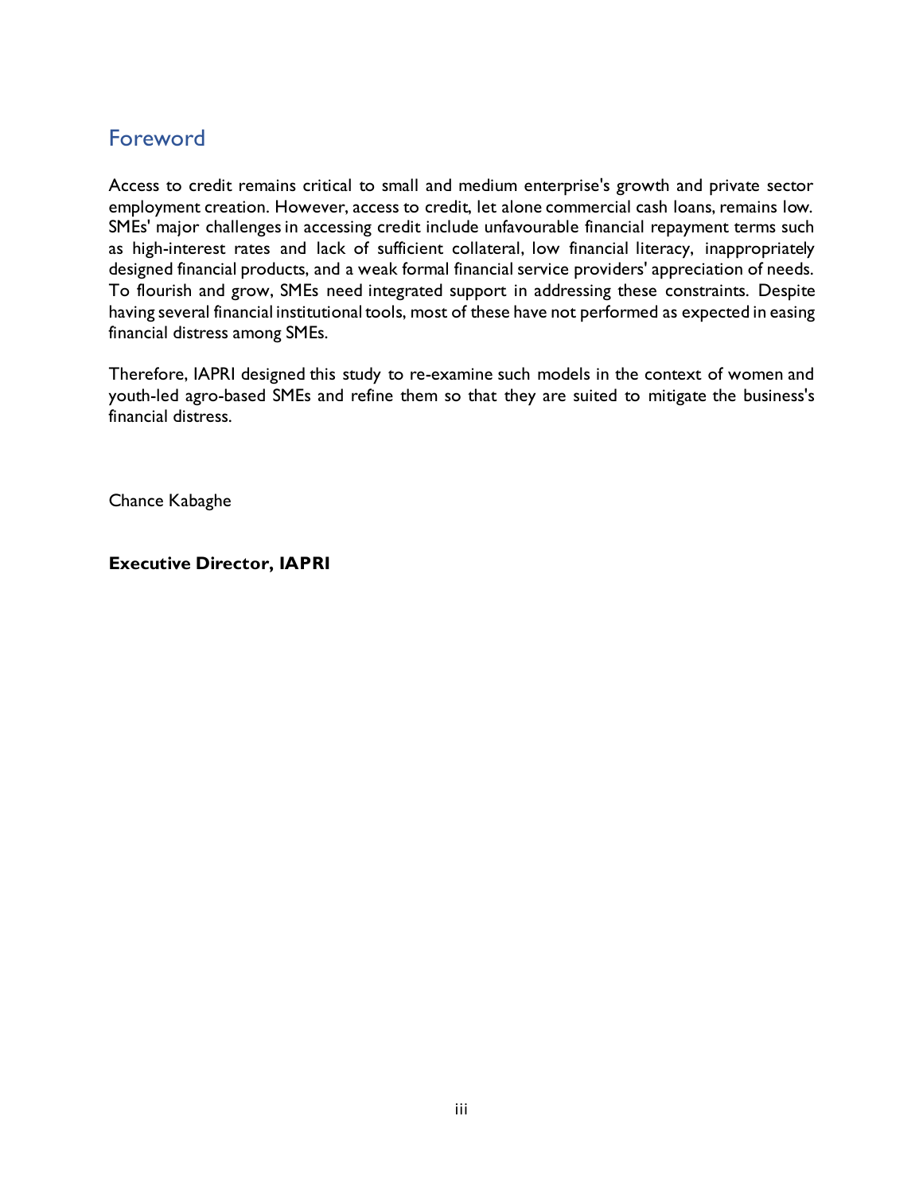## Foreword

Access to credit remains critical to small and medium enterprise's growth and private sector employment creation. However, access to credit, let alone commercial cash loans, remains low. SMEs' major challenges in accessing credit include unfavourable financial repayment terms such as high-interest rates and lack of sufficient collateral, low financial literacy, inappropriately designed financial products, and a weak formal financial service providers' appreciation of needs. To flourish and grow, SMEs need integrated support in addressing these constraints. Despite having several financial institutional tools, most of these have not performed as expected in easing financial distress among SMEs.

Therefore, IAPRI designed this study to re-examine such models in the context of women and youth-led agro-based SMEs and refine them so that they are suited to mitigate the business's financial distress.

Chance Kabaghe

**Executive Director, IAPRI**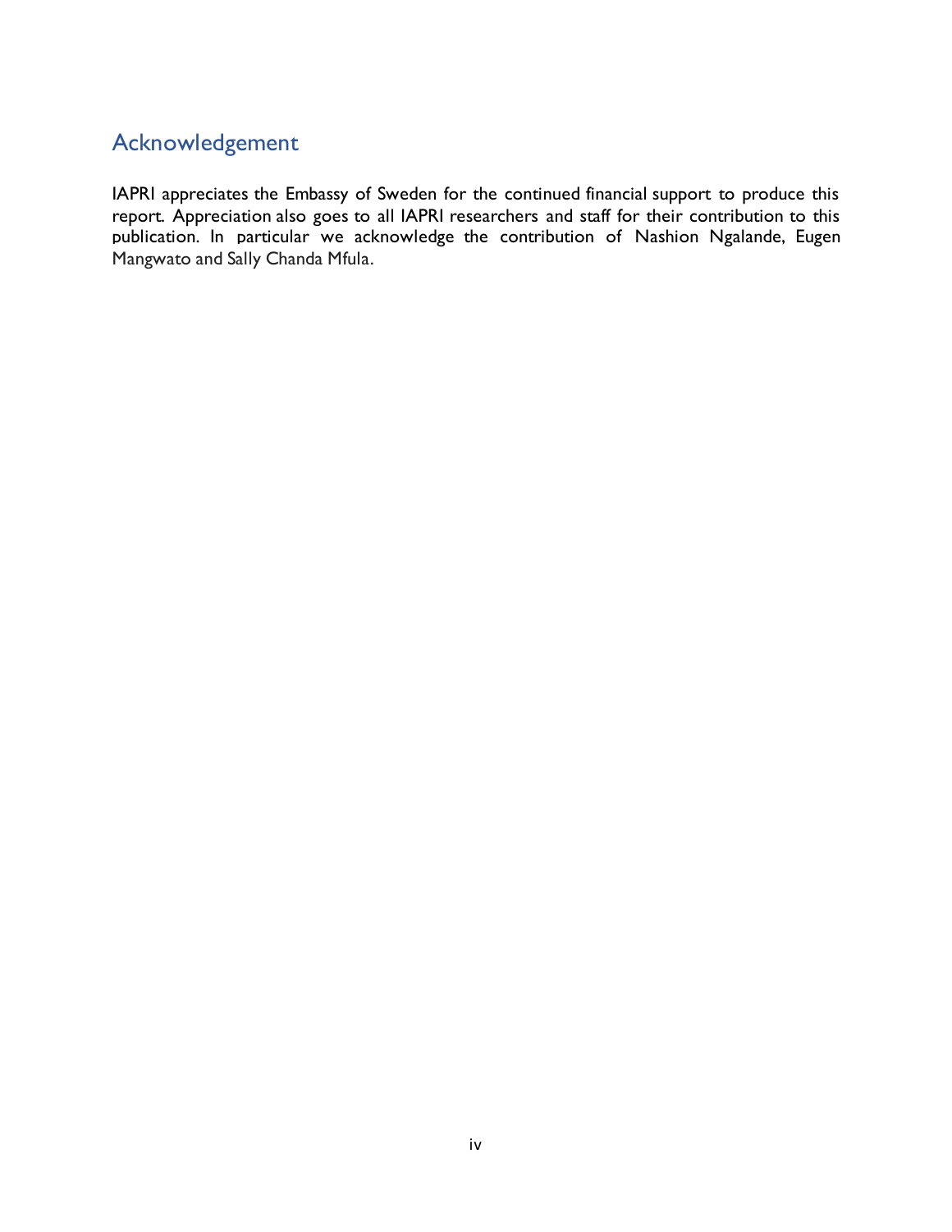## Acknowledgement

IAPRI appreciates the Embassy of Sweden for the continued financial support to produce this report. Appreciation also goes to all IAPRI researchers and staff for their contribution to this publication. In particular we acknowledge the contribution of Nashion Ngalande, Eugen Mangwato and Sally Chanda Mfula.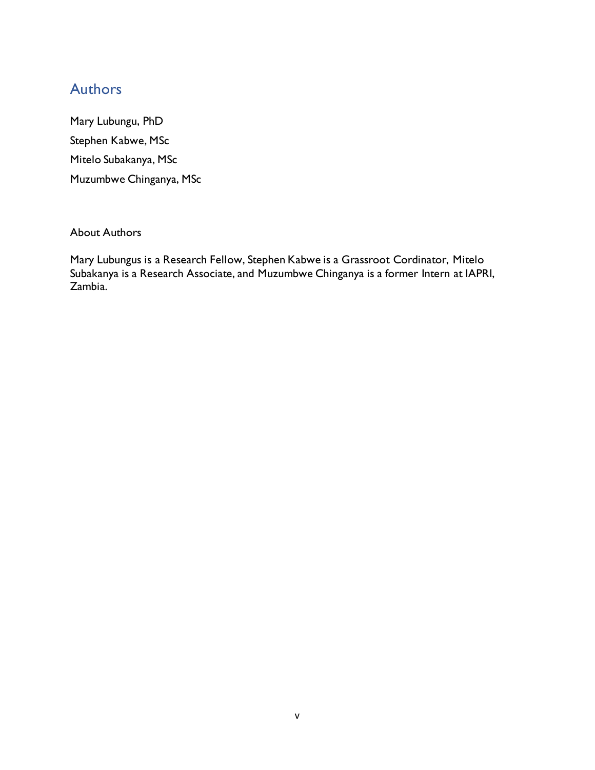## Authors

Mary Lubungu, PhD

Stephen Kabwe, MSc

Mitelo Subakanya, MSc

Muzumbwe Chinganya, MSc

About Authors

Mary Lubungus is a Research Fellow, Stephen Kabwe is a Grassroot Cordinator, Mitelo Subakanya is a Research Associate, and Muzumbwe Chinganya is a former Intern at IAPRI, Zambia.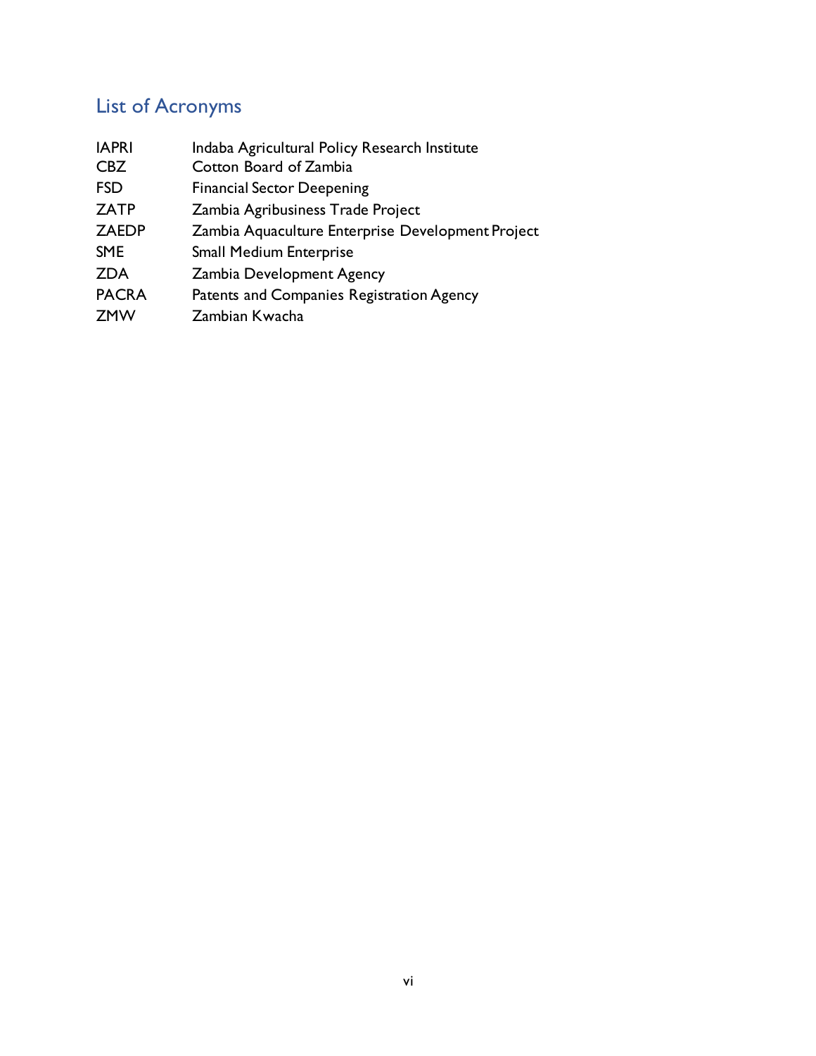## List of Acronyms

| | |
|---|---|
| IAPRI | Indaba Agricultural Policy Research Institute |
| CBZ | Cotton Board of Zambia |
| FSD | Financial Sector Deepening |
| ZATP | Zambia Agribusiness Trade Project |
| ZAEDP | Zambia Aquaculture Enterprise Development Project |
| SME | Small Medium Enterprise |
| ZDA | Zambia Development Agency |
| PACRA | Patents and Companies Registration Agency |
| ZMW | Zambian Kwacha |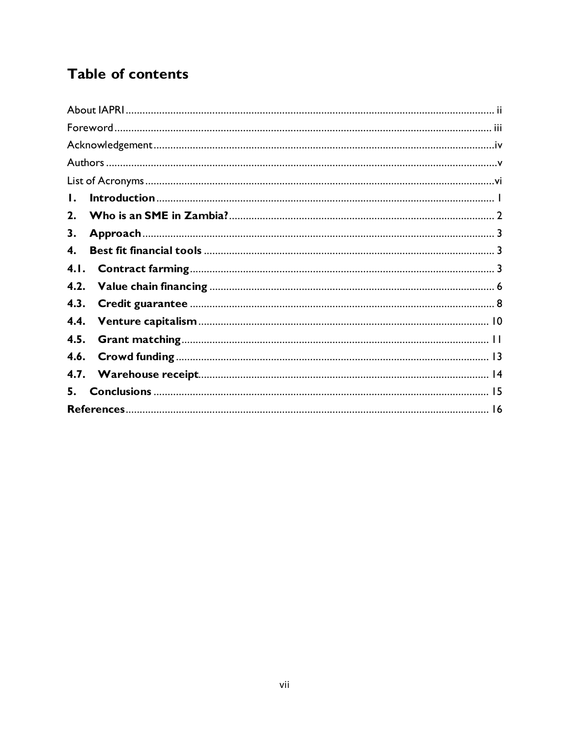# Table of contents

About IAPRI ........................................................ ii
Foreword ........................................................ iii
Acknowledgement ........................................................ iv
Authors ........................................................ v
List of Acronyms ........................................................ vi
**1. Introduction** ........................................................ 1
**2. Who is an SME in Zambia?** ........................................................ 2
**3. Approach** ........................................................ 3
**4. Best fit financial tools** ........................................................ 3
**4.1. Contract farming** ........................................................ 3
**4.2. Value chain financing** ........................................................ 6
**4.3. Credit guarantee** ........................................................ 8
**4.4. Venture capitalism** ........................................................ 10
**4.5. Grant matching** ........................................................ 11
**4.6. Crowd funding** ........................................................ 13
**4.7. Warehouse receipt** ........................................................ 14
**5. Conclusions** ........................................................ 15
**References** ........................................................ 16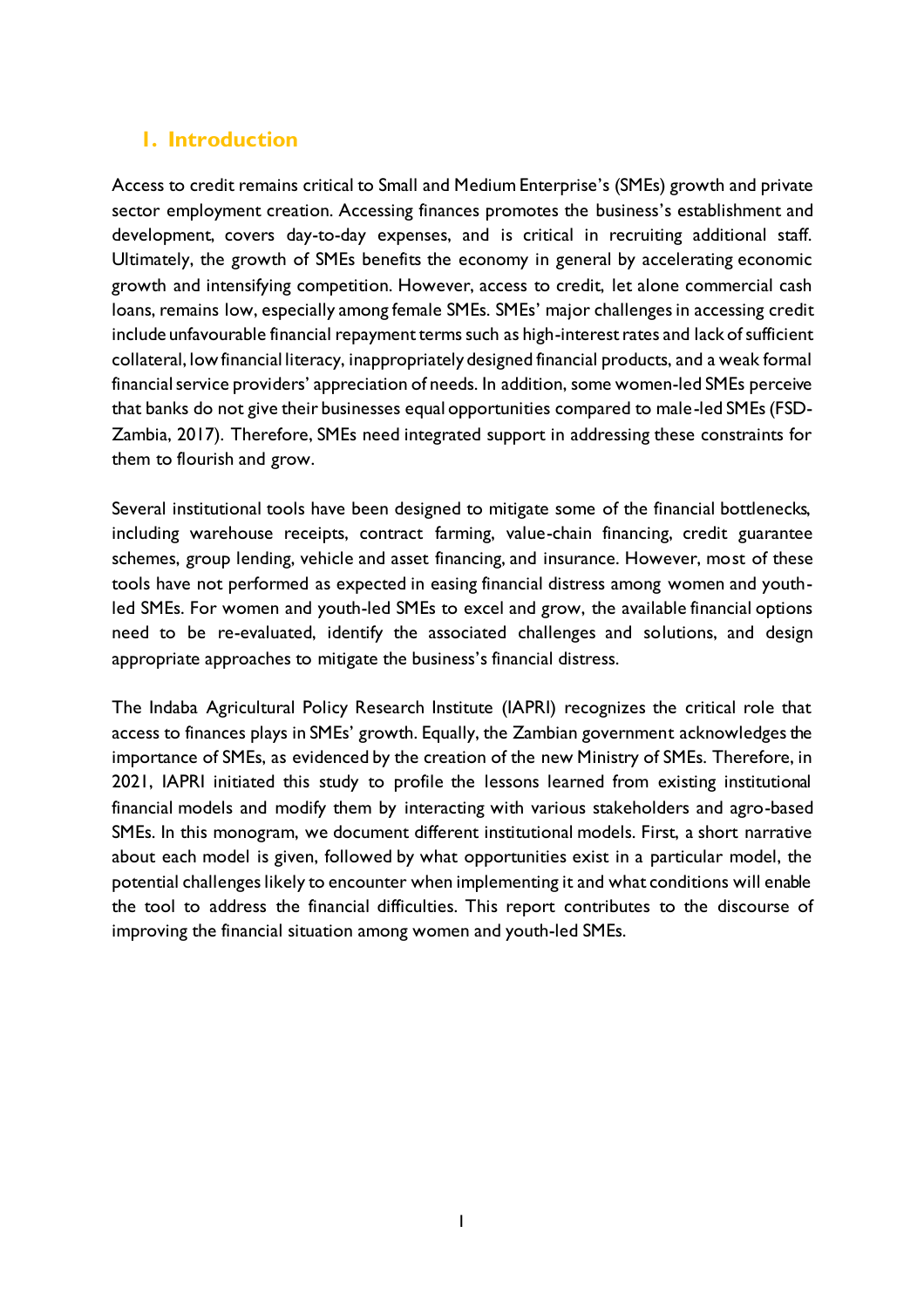## 1. Introduction

Access to credit remains critical to Small and Medium Enterprise's (SMEs) growth and private sector employment creation. Accessing finances promotes the business's establishment and development, covers day-to-day expenses, and is critical in recruiting additional staff. Ultimately, the growth of SMEs benefits the economy in general by accelerating economic growth and intensifying competition. However, access to credit, let alone commercial cash loans, remains low, especially among female SMEs. SMEs' major challenges in accessing credit include unfavourable financial repayment terms such as high-interest rates and lack of sufficient collateral, low financial literacy, inappropriately designed financial products, and a weak formal financial service providers' appreciation of needs. In addition, some women-led SMEs perceive that banks do not give their businesses equal opportunities compared to male-led SMEs (FSD-Zambia, 2017). Therefore, SMEs need integrated support in addressing these constraints for them to flourish and grow.

Several institutional tools have been designed to mitigate some of the financial bottlenecks, including warehouse receipts, contract farming, value-chain financing, credit guarantee schemes, group lending, vehicle and asset financing, and insurance. However, most of these tools have not performed as expected in easing financial distress among women and youth-led SMEs. For women and youth-led SMEs to excel and grow, the available financial options need to be re-evaluated, identify the associated challenges and solutions, and design appropriate approaches to mitigate the business's financial distress.

The Indaba Agricultural Policy Research Institute (IAPRI) recognizes the critical role that access to finances plays in SMEs' growth. Equally, the Zambian government acknowledges the importance of SMEs, as evidenced by the creation of the new Ministry of SMEs. Therefore, in 2021, IAPRI initiated this study to profile the lessons learned from existing institutional financial models and modify them by interacting with various stakeholders and agro-based SMEs. In this monogram, we document different institutional models. First, a short narrative about each model is given, followed by what opportunities exist in a particular model, the potential challenges likely to encounter when implementing it and what conditions will enable the tool to address the financial difficulties. This report contributes to the discourse of improving the financial situation among women and youth-led SMEs.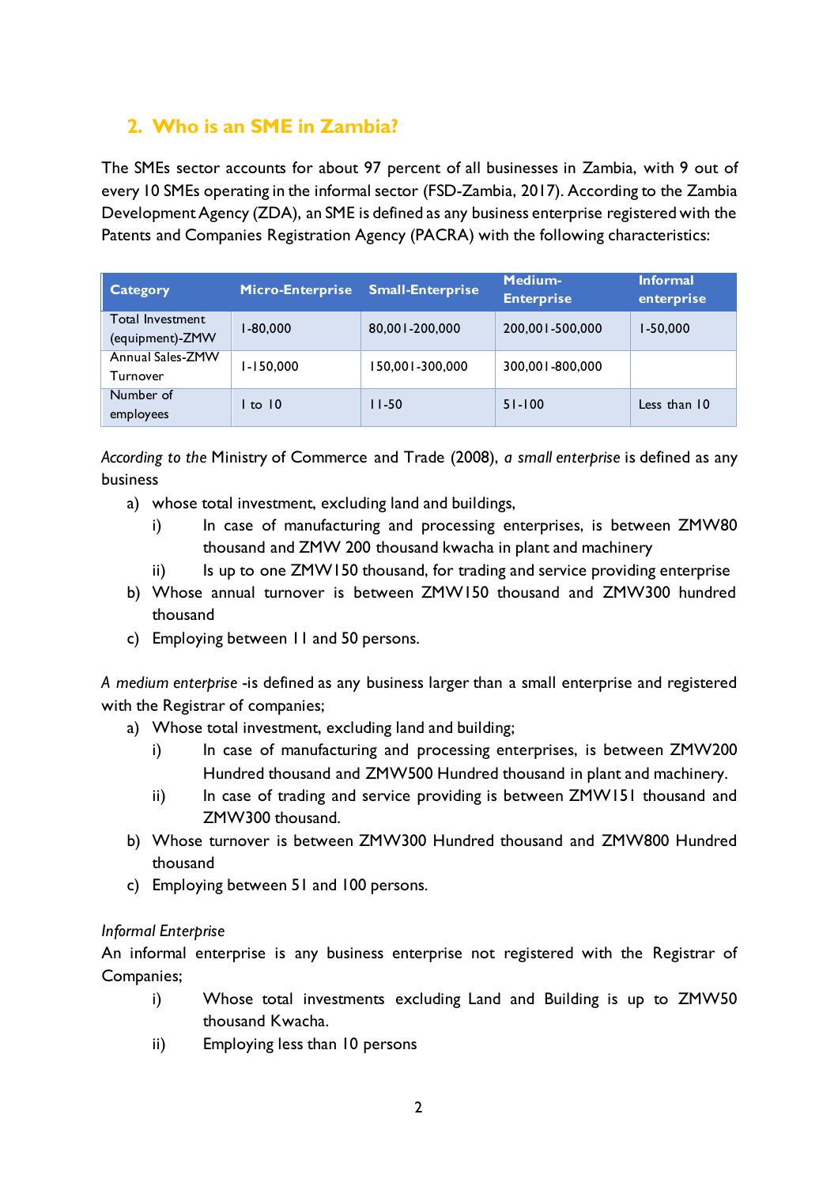## 2. Who is an SME in Zambia?

The SMEs sector accounts for about 97 percent of all businesses in Zambia, with 9 out of every 10 SMEs operating in the informal sector (FSD-Zambia, 2017). According to the Zambia Development Agency (ZDA), an SME is defined as any business enterprise registered with the Patents and Companies Registration Agency (PACRA) with the following characteristics:

| Category | Micro-Enterprise | Small-Enterprise | Medium-Enterprise | Informal enterprise |
|---|---|---|---|---|
| Total Investment (equipment)-ZMW | 1-80,000 | 80,001-200,000 | 200,001-500,000 | 1-50,000 |
| Annual Sales-ZMW Turnover | 1-150,000 | 150,001-300,000 | 300,001-800,000 | |
| Number of employees | 1 to 10 | 11-50 | 51-100 | Less than 10 |

*According to the* Ministry of Commerce and Trade (2008), *a small enterprise* is defined as any business

a) whose total investment, excluding land and buildings,
   i) In case of manufacturing and processing enterprises, is between ZMW80 thousand and ZMW 200 thousand kwacha in plant and machinery
   ii) Is up to one ZMW150 thousand, for trading and service providing enterprise
b) Whose annual turnover is between ZMW150 thousand and ZMW300 hundred thousand
c) Employing between 11 and 50 persons.

*A medium enterprise* -is defined as any business larger than a small enterprise and registered with the Registrar of companies;

a) Whose total investment, excluding land and building;
   i) In case of manufacturing and processing enterprises, is between ZMW200 Hundred thousand and ZMW500 Hundred thousand in plant and machinery.
   ii) In case of trading and service providing is between ZMW151 thousand and ZMW300 thousand.
b) Whose turnover is between ZMW300 Hundred thousand and ZMW800 Hundred thousand
c) Employing between 51 and 100 persons.

*Informal Enterprise*

An informal enterprise is any business enterprise not registered with the Registrar of Companies;

i) Whose total investments excluding Land and Building is up to ZMW50 thousand Kwacha.
ii) Employing less than 10 persons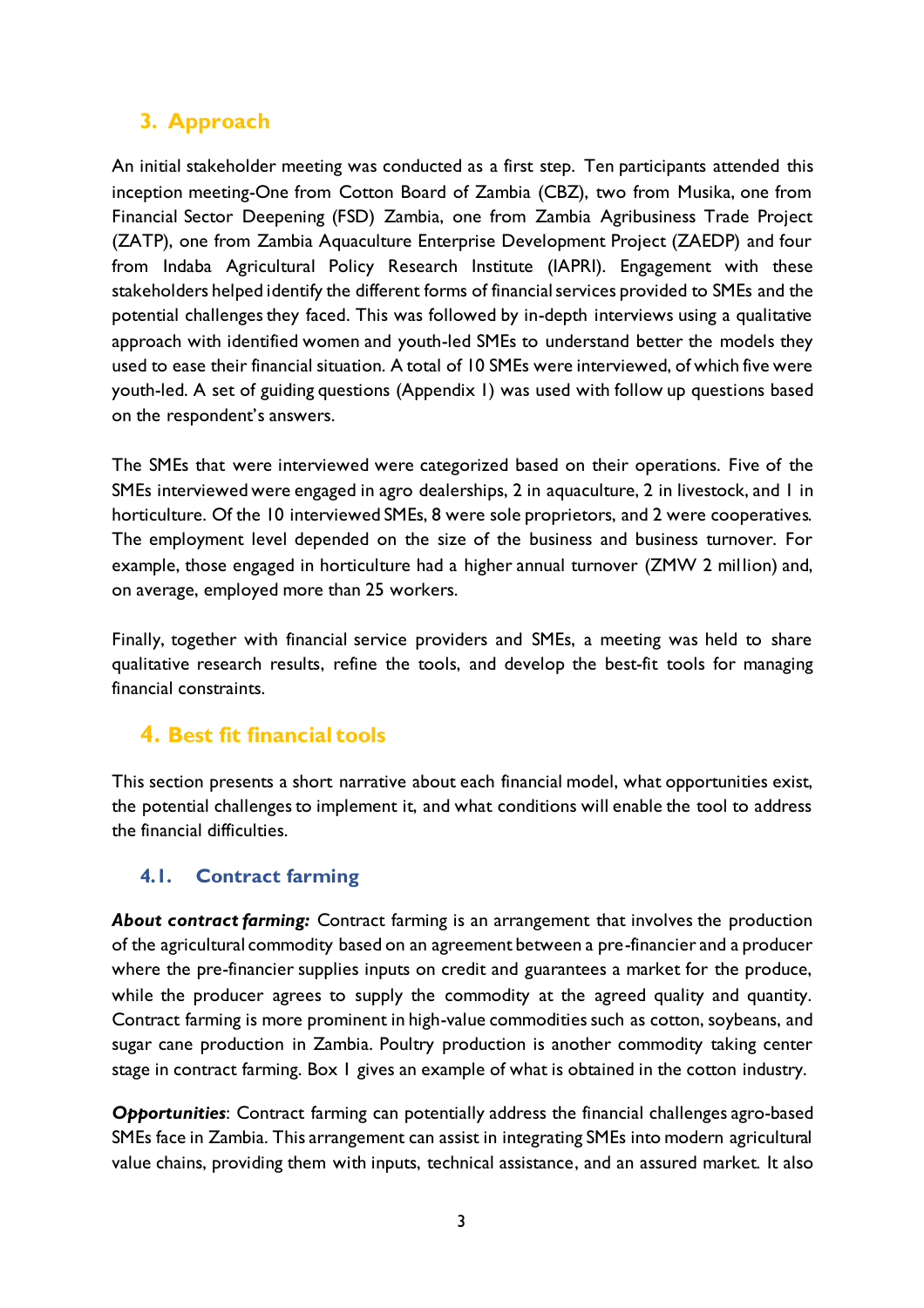## 3. Approach

An initial stakeholder meeting was conducted as a first step. Ten participants attended this inception meeting-One from Cotton Board of Zambia (CBZ), two from Musika, one from Financial Sector Deepening (FSD) Zambia, one from Zambia Agribusiness Trade Project (ZATP), one from Zambia Aquaculture Enterprise Development Project (ZAEDP) and four from Indaba Agricultural Policy Research Institute (IAPRI). Engagement with these stakeholders helped identify the different forms of financial services provided to SMEs and the potential challenges they faced. This was followed by in-depth interviews using a qualitative approach with identified women and youth-led SMEs to understand better the models they used to ease their financial situation. A total of 10 SMEs were interviewed, of which five were youth-led. A set of guiding questions (Appendix I) was used with follow up questions based on the respondent's answers.

The SMEs that were interviewed were categorized based on their operations. Five of the SMEs interviewed were engaged in agro dealerships, 2 in aquaculture, 2 in livestock, and 1 in horticulture. Of the 10 interviewed SMEs, 8 were sole proprietors, and 2 were cooperatives. The employment level depended on the size of the business and business turnover. For example, those engaged in horticulture had a higher annual turnover (ZMW 2 million) and, on average, employed more than 25 workers.

Finally, together with financial service providers and SMEs, a meeting was held to share qualitative research results, refine the tools, and develop the best-fit tools for managing financial constraints.

## 4. Best fit financial tools

This section presents a short narrative about each financial model, what opportunities exist, the potential challenges to implement it, and what conditions will enable the tool to address the financial difficulties.

### 4.1. Contract farming

***About contract farming:*** Contract farming is an arrangement that involves the production of the agricultural commodity based on an agreement between a pre-financier and a producer where the pre-financier supplies inputs on credit and guarantees a market for the produce, while the producer agrees to supply the commodity at the agreed quality and quantity. Contract farming is more prominent in high-value commodities such as cotton, soybeans, and sugar cane production in Zambia. Poultry production is another commodity taking center stage in contract farming. Box 1 gives an example of what is obtained in the cotton industry.

***Opportunities***: Contract farming can potentially address the financial challenges agro-based SMEs face in Zambia. This arrangement can assist in integrating SMEs into modern agricultural value chains, providing them with inputs, technical assistance, and an assured market. It also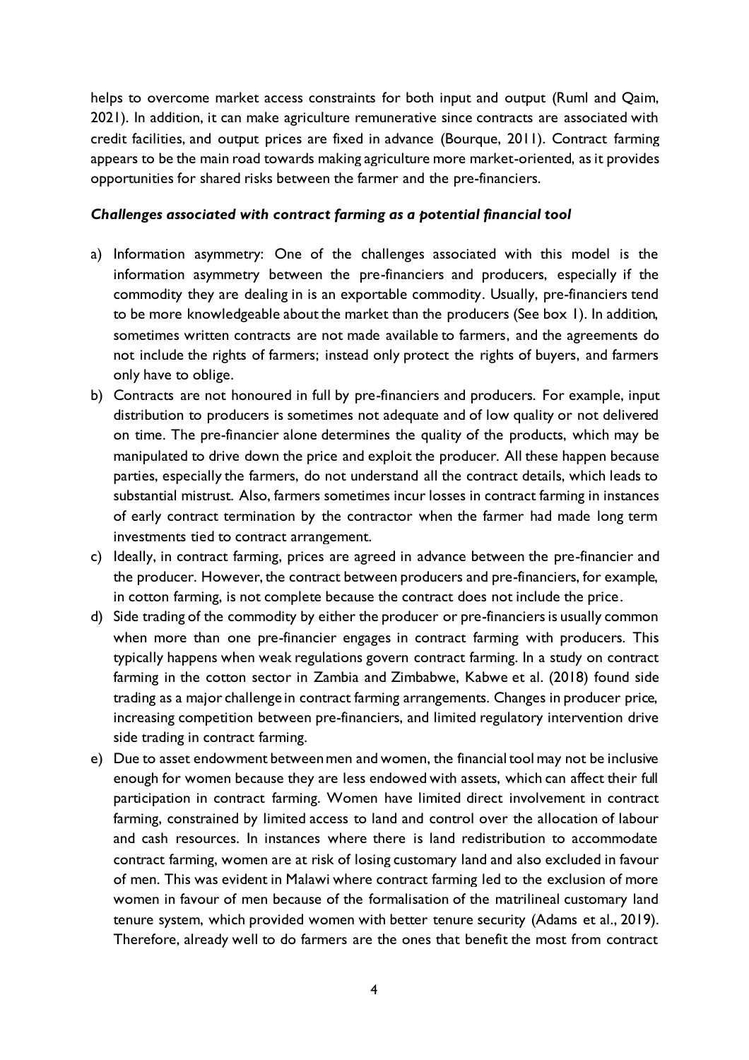helps to overcome market access constraints for both input and output (Ruml and Qaim, 2021). In addition, it can make agriculture remunerative since contracts are associated with credit facilities, and output prices are fixed in advance (Bourque, 2011). Contract farming appears to be the main road towards making agriculture more market-oriented, as it provides opportunities for shared risks between the farmer and the pre-financiers.

***Challenges associated with contract farming as a potential financial tool***

a) Information asymmetry: One of the challenges associated with this model is the information asymmetry between the pre-financiers and producers, especially if the commodity they are dealing in is an exportable commodity. Usually, pre-financiers tend to be more knowledgeable about the market than the producers (See box 1). In addition, sometimes written contracts are not made available to farmers, and the agreements do not include the rights of farmers; instead only protect the rights of buyers, and farmers only have to oblige.
b) Contracts are not honoured in full by pre-financiers and producers. For example, input distribution to producers is sometimes not adequate and of low quality or not delivered on time. The pre-financier alone determines the quality of the products, which may be manipulated to drive down the price and exploit the producer. All these happen because parties, especially the farmers, do not understand all the contract details, which leads to substantial mistrust. Also, farmers sometimes incur losses in contract farming in instances of early contract termination by the contractor when the farmer had made long term investments tied to contract arrangement.
c) Ideally, in contract farming, prices are agreed in advance between the pre-financier and the producer. However, the contract between producers and pre-financiers, for example, in cotton farming, is not complete because the contract does not include the price.
d) Side trading of the commodity by either the producer or pre-financiers is usually common when more than one pre-financier engages in contract farming with producers. This typically happens when weak regulations govern contract farming. In a study on contract farming in the cotton sector in Zambia and Zimbabwe, Kabwe et al. (2018) found side trading as a major challenge in contract farming arrangements. Changes in producer price, increasing competition between pre-financiers, and limited regulatory intervention drive side trading in contract farming.
e) Due to asset endowment between men and women, the financial tool may not be inclusive enough for women because they are less endowed with assets, which can affect their full participation in contract farming. Women have limited direct involvement in contract farming, constrained by limited access to land and control over the allocation of labour and cash resources. In instances where there is land redistribution to accommodate contract farming, women are at risk of losing customary land and also excluded in favour of men. This was evident in Malawi where contract farming led to the exclusion of more women in favour of men because of the formalisation of the matrilineal customary land tenure system, which provided women with better tenure security (Adams et al., 2019). Therefore, already well to do farmers are the ones that benefit the most from contract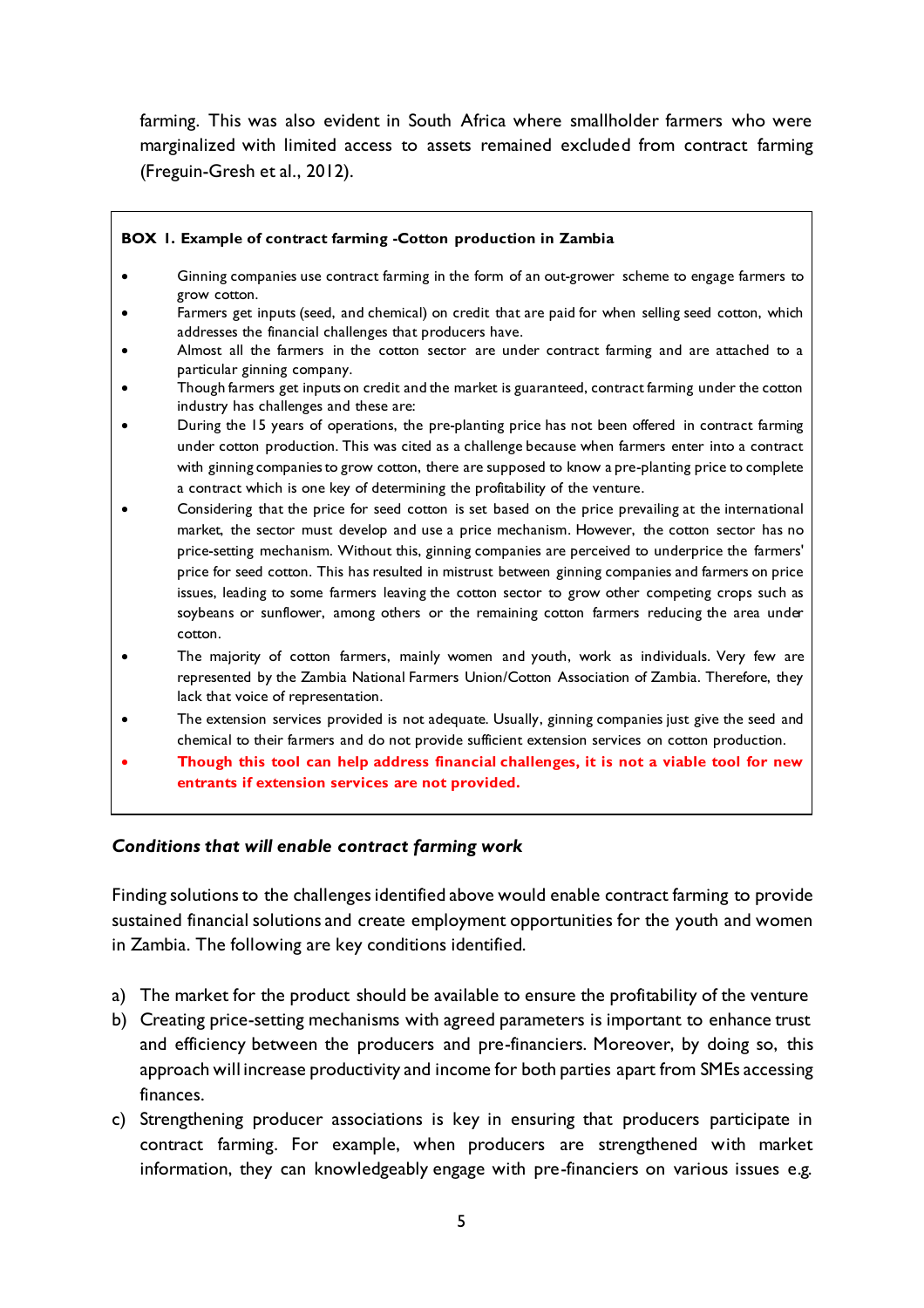farming. This was also evident in South Africa where smallholder farmers who were marginalized with limited access to assets remained excluded from contract farming (Freguin-Gresh et al., 2012).

> **BOX 1. Example of contract farming -Cotton production in Zambia**
>
> - Ginning companies use contract farming in the form of an out-grower scheme to engage farmers to grow cotton.
> - Farmers get inputs (seed, and chemical) on credit that are paid for when selling seed cotton, which addresses the financial challenges that producers have.
> - Almost all the farmers in the cotton sector are under contract farming and are attached to a particular ginning company.
> - Though farmers get inputs on credit and the market is guaranteed, contract farming under the cotton industry has challenges and these are:
> - During the 15 years of operations, the pre-planting price has not been offered in contract farming under cotton production. This was cited as a challenge because when farmers enter into a contract with ginning companies to grow cotton, there are supposed to know a pre-planting price to complete a contract which is one key of determining the profitability of the venture.
> - Considering that the price for seed cotton is set based on the price prevailing at the international market, the sector must develop and use a price mechanism. However, the cotton sector has no price-setting mechanism. Without this, ginning companies are perceived to underprice the farmers' price for seed cotton. This has resulted in mistrust between ginning companies and farmers on price issues, leading to some farmers leaving the cotton sector to grow other competing crops such as soybeans or sunflower, among others or the remaining cotton farmers reducing the area under cotton.
> - The majority of cotton farmers, mainly women and youth, work as individuals. Very few are represented by the Zambia National Farmers Union/Cotton Association of Zambia. Therefore, they lack that voice of representation.
> - The extension services provided is not adequate. Usually, ginning companies just give the seed and chemical to their farmers and do not provide sufficient extension services on cotton production.
> - **Though this tool can help address financial challenges, it is not a viable tool for new entrants if extension services are not provided.**

***Conditions that will enable contract farming work***

Finding solutions to the challenges identified above would enable contract farming to provide sustained financial solutions and create employment opportunities for the youth and women in Zambia. The following are key conditions identified.

a) The market for the product should be available to ensure the profitability of the venture
b) Creating price-setting mechanisms with agreed parameters is important to enhance trust and efficiency between the producers and pre-financiers. Moreover, by doing so, this approach will increase productivity and income for both parties apart from SMEs accessing finances.
c) Strengthening producer associations is key in ensuring that producers participate in contract farming. For example, when producers are strengthened with market information, they can knowledgeably engage with pre-financiers on various issues e.g.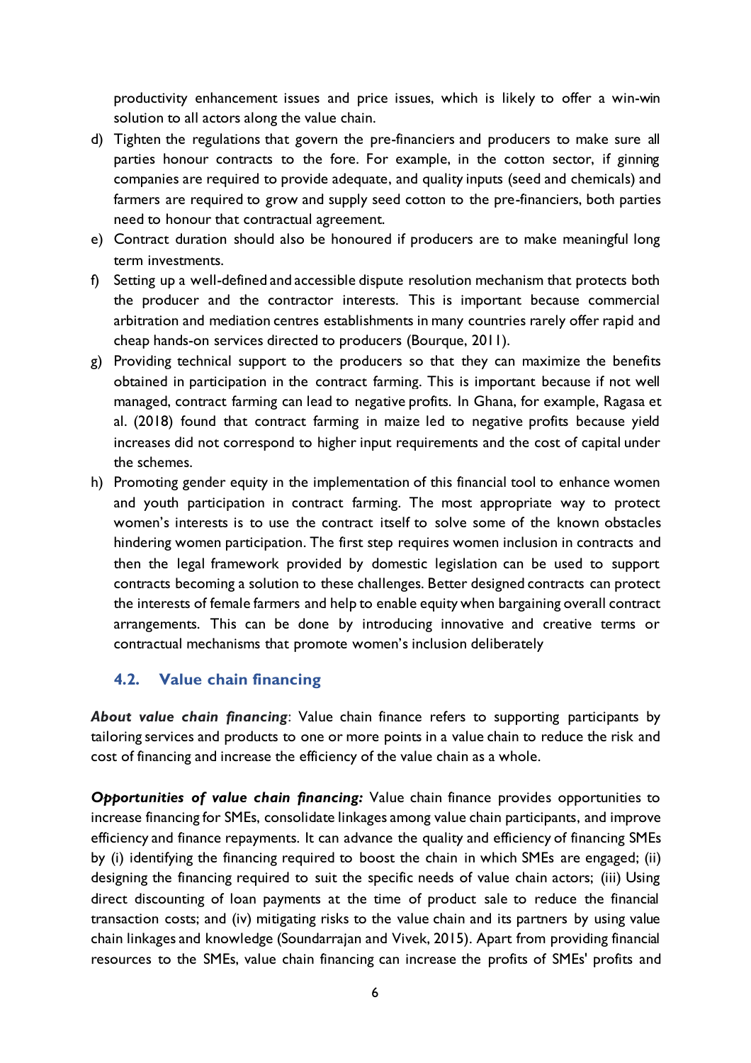productivity enhancement issues and price issues, which is likely to offer a win-win solution to all actors along the value chain.

d) Tighten the regulations that govern the pre-financiers and producers to make sure all parties honour contracts to the fore. For example, in the cotton sector, if ginning companies are required to provide adequate, and quality inputs (seed and chemicals) and farmers are required to grow and supply seed cotton to the pre-financiers, both parties need to honour that contractual agreement.
e) Contract duration should also be honoured if producers are to make meaningful long term investments.
f) Setting up a well-defined and accessible dispute resolution mechanism that protects both the producer and the contractor interests. This is important because commercial arbitration and mediation centres establishments in many countries rarely offer rapid and cheap hands-on services directed to producers (Bourque, 2011).
g) Providing technical support to the producers so that they can maximize the benefits obtained in participation in the contract farming. This is important because if not well managed, contract farming can lead to negative profits. In Ghana, for example, Ragasa et al. (2018) found that contract farming in maize led to negative profits because yield increases did not correspond to higher input requirements and the cost of capital under the schemes.
h) Promoting gender equity in the implementation of this financial tool to enhance women and youth participation in contract farming. The most appropriate way to protect women's interests is to use the contract itself to solve some of the known obstacles hindering women participation. The first step requires women inclusion in contracts and then the legal framework provided by domestic legislation can be used to support contracts becoming a solution to these challenges. Better designed contracts can protect the interests of female farmers and help to enable equity when bargaining overall contract arrangements. This can be done by introducing innovative and creative terms or contractual mechanisms that promote women's inclusion deliberately

### 4.2. Value chain financing

***About value chain financing***: Value chain finance refers to supporting participants by tailoring services and products to one or more points in a value chain to reduce the risk and cost of financing and increase the efficiency of the value chain as a whole.

***Opportunities of value chain financing:*** Value chain finance provides opportunities to increase financing for SMEs, consolidate linkages among value chain participants, and improve efficiency and finance repayments. It can advance the quality and efficiency of financing SMEs by (i) identifying the financing required to boost the chain in which SMEs are engaged; (ii) designing the financing required to suit the specific needs of value chain actors; (iii) Using direct discounting of loan payments at the time of product sale to reduce the financial transaction costs; and (iv) mitigating risks to the value chain and its partners by using value chain linkages and knowledge (Soundarrajan and Vivek, 2015). Apart from providing financial resources to the SMEs, value chain financing can increase the profits of SMEs' profits and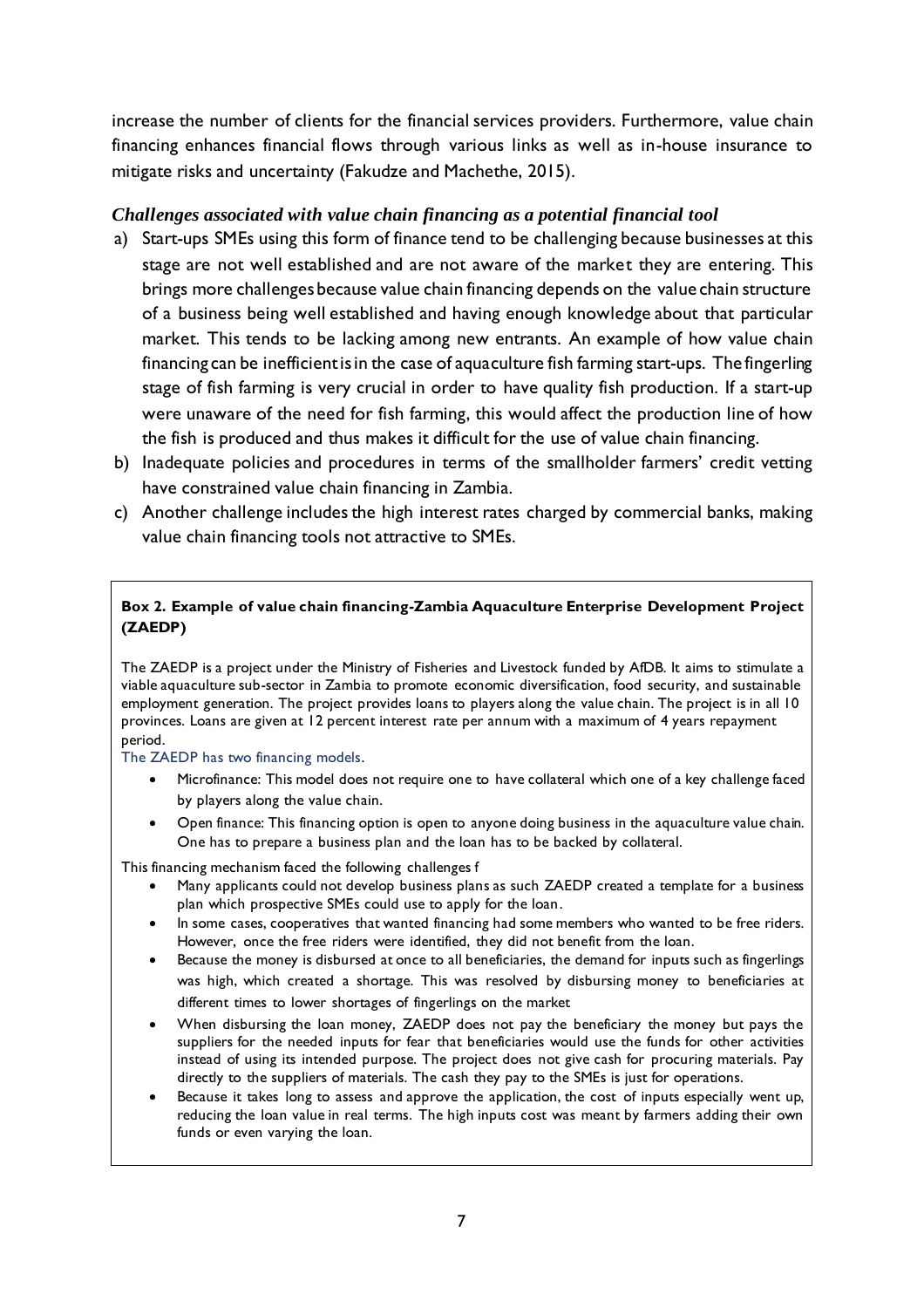increase the number of clients for the financial services providers. Furthermore, value chain financing enhances financial flows through various links as well as in-house insurance to mitigate risks and uncertainty (Fakudze and Machethe, 2015).

### *Challenges associated with value chain financing as a potential financial tool*

a) Start-ups SMEs using this form of finance tend to be challenging because businesses at this stage are not well established and are not aware of the market they are entering. This brings more challenges because value chain financing depends on the value chain structure of a business being well established and having enough knowledge about that particular market. This tends to be lacking among new entrants. An example of how value chain financing can be inefficient is in the case of aquaculture fish farming start-ups. The fingerling stage of fish farming is very crucial in order to have quality fish production. If a start-up were unaware of the need for fish farming, this would affect the production line of how the fish is produced and thus makes it difficult for the use of value chain financing.
b) Inadequate policies and procedures in terms of the smallholder farmers' credit vetting have constrained value chain financing in Zambia.
c) Another challenge includes the high interest rates charged by commercial banks, making value chain financing tools not attractive to SMEs.

**Box 2. Example of value chain financing-Zambia Aquaculture Enterprise Development Project (ZAEDP)**

The ZAEDP is a project under the Ministry of Fisheries and Livestock funded by AfDB. It aims to stimulate a viable aquaculture sub-sector in Zambia to promote economic diversification, food security, and sustainable employment generation. The project provides loans to players along the value chain. The project is in all 10 provinces. Loans are given at 12 percent interest rate per annum with a maximum of 4 years repayment period.

The ZAEDP has two financing models.

- Microfinance: This model does not require one to have collateral which one of a key challenge faced by players along the value chain.
- Open finance: This financing option is open to anyone doing business in the aquaculture value chain. One has to prepare a business plan and the loan has to be backed by collateral.

This financing mechanism faced the following challenges f

- Many applicants could not develop business plans as such ZAEDP created a template for a business plan which prospective SMEs could use to apply for the loan.
- In some cases, cooperatives that wanted financing had some members who wanted to be free riders. However, once the free riders were identified, they did not benefit from the loan.
- Because the money is disbursed at once to all beneficiaries, the demand for inputs such as fingerlings was high, which created a shortage. This was resolved by disbursing money to beneficiaries at different times to lower shortages of fingerlings on the market
- When disbursing the loan money, ZAEDP does not pay the beneficiary the money but pays the suppliers for the needed inputs for fear that beneficiaries would use the funds for other activities instead of using its intended purpose. The project does not give cash for procuring materials. Pay directly to the suppliers of materials. The cash they pay to the SMEs is just for operations.
- Because it takes long to assess and approve the application, the cost of inputs especially went up, reducing the loan value in real terms. The high inputs cost was meant by farmers adding their own funds or even varying the loan.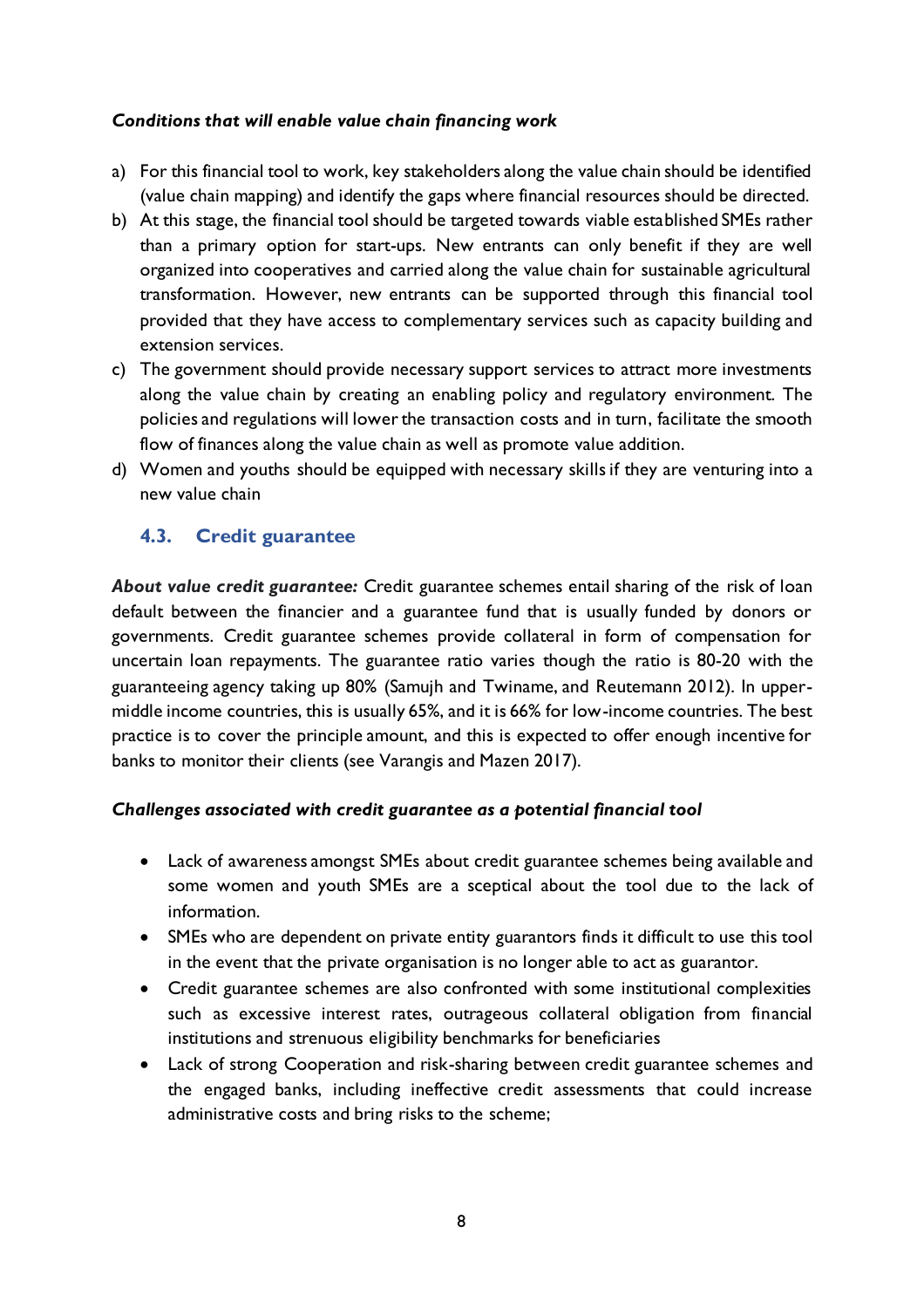***Conditions that will enable value chain financing work***

a) For this financial tool to work, key stakeholders along the value chain should be identified (value chain mapping) and identify the gaps where financial resources should be directed.
b) At this stage, the financial tool should be targeted towards viable established SMEs rather than a primary option for start-ups. New entrants can only benefit if they are well organized into cooperatives and carried along the value chain for sustainable agricultural transformation. However, new entrants can be supported through this financial tool provided that they have access to complementary services such as capacity building and extension services.
c) The government should provide necessary support services to attract more investments along the value chain by creating an enabling policy and regulatory environment. The policies and regulations will lower the transaction costs and in turn, facilitate the smooth flow of finances along the value chain as well as promote value addition.
d) Women and youths should be equipped with necessary skills if they are venturing into a new value chain

## 4.3. Credit guarantee

***About value credit guarantee:*** Credit guarantee schemes entail sharing of the risk of loan default between the financier and a guarantee fund that is usually funded by donors or governments. Credit guarantee schemes provide collateral in form of compensation for uncertain loan repayments. The guarantee ratio varies though the ratio is 80-20 with the guaranteeing agency taking up 80% (Samujh and Twiname, and Reutemann 2012). In upper-middle income countries, this is usually 65%, and it is 66% for low-income countries. The best practice is to cover the principle amount, and this is expected to offer enough incentive for banks to monitor their clients (see Varangis and Mazen 2017).

***Challenges associated with credit guarantee as a potential financial tool***

- Lack of awareness amongst SMEs about credit guarantee schemes being available and some women and youth SMEs are a sceptical about the tool due to the lack of information.
- SMEs who are dependent on private entity guarantors finds it difficult to use this tool in the event that the private organisation is no longer able to act as guarantor.
- Credit guarantee schemes are also confronted with some institutional complexities such as excessive interest rates, outrageous collateral obligation from financial institutions and strenuous eligibility benchmarks for beneficiaries
- Lack of strong Cooperation and risk-sharing between credit guarantee schemes and the engaged banks, including ineffective credit assessments that could increase administrative costs and bring risks to the scheme;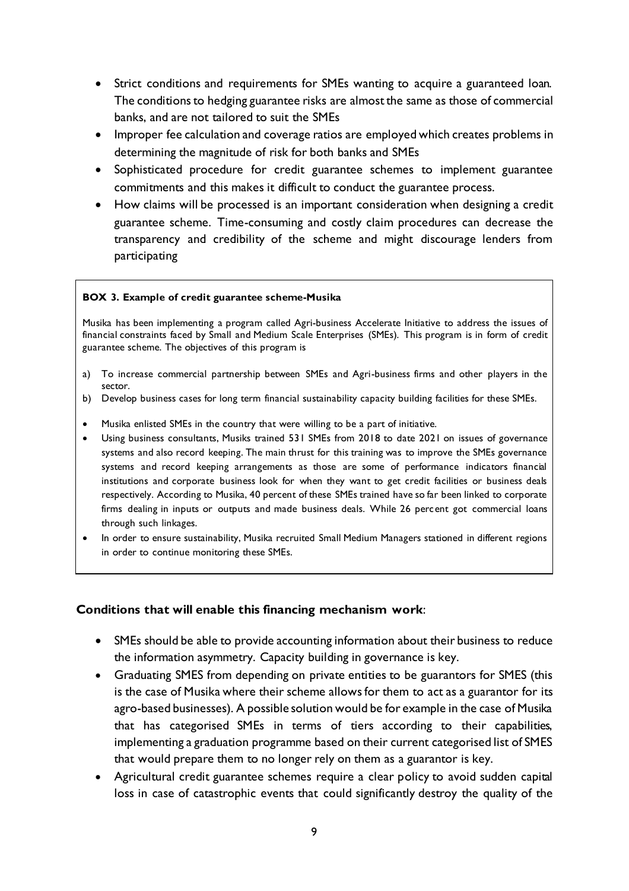- Strict conditions and requirements for SMEs wanting to acquire a guaranteed loan. The conditions to hedging guarantee risks are almost the same as those of commercial banks, and are not tailored to suit the SMEs
- Improper fee calculation and coverage ratios are employed which creates problems in determining the magnitude of risk for both banks and SMEs
- Sophisticated procedure for credit guarantee schemes to implement guarantee commitments and this makes it difficult to conduct the guarantee process.
- How claims will be processed is an important consideration when designing a credit guarantee scheme. Time-consuming and costly claim procedures can decrease the transparency and credibility of the scheme and might discourage lenders from participating

> **BOX 3. Example of credit guarantee scheme-Musika**
>
> Musika has been implementing a program called Agri-business Accelerate Initiative to address the issues of financial constraints faced by Small and Medium Scale Enterprises (SMEs). This program is in form of credit guarantee scheme. The objectives of this program is
>
> a) To increase commercial partnership between SMEs and Agri-business firms and other players in the sector.
> b) Develop business cases for long term financial sustainability capacity building facilities for these SMEs.
>
> - Musika enlisted SMEs in the country that were willing to be a part of initiative.
> - Using business consultants, Musiks trained 531 SMEs from 2018 to date 2021 on issues of governance systems and also record keeping. The main thrust for this training was to improve the SMEs governance systems and record keeping arrangements as those are some of performance indicators financial institutions and corporate business look for when they want to get credit facilities or business deals respectively. According to Musika, 40 percent of these SMEs trained have so far been linked to corporate firms dealing in inputs or outputs and made business deals. While 26 percent got commercial loans through such linkages.
> - In order to ensure sustainability, Musika recruited Small Medium Managers stationed in different regions in order to continue monitoring these SMEs.

**Conditions that will enable this financing mechanism work**:

- SMEs should be able to provide accounting information about their business to reduce the information asymmetry. Capacity building in governance is key.
- Graduating SMES from depending on private entities to be guarantors for SMES (this is the case of Musika where their scheme allows for them to act as a guarantor for its agro-based businesses). A possible solution would be for example in the case of Musika that has categorised SMEs in terms of tiers according to their capabilities, implementing a graduation programme based on their current categorised list of SMES that would prepare them to no longer rely on them as a guarantor is key.
- Agricultural credit guarantee schemes require a clear policy to avoid sudden capital loss in case of catastrophic events that could significantly destroy the quality of the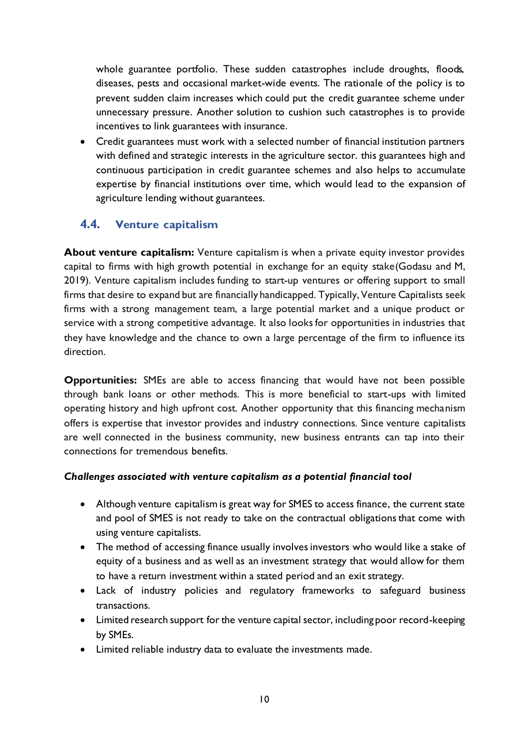whole guarantee portfolio. These sudden catastrophes include droughts, floods, diseases, pests and occasional market-wide events. The rationale of the policy is to prevent sudden claim increases which could put the credit guarantee scheme under unnecessary pressure. Another solution to cushion such catastrophes is to provide incentives to link guarantees with insurance.

- Credit guarantees must work with a selected number of financial institution partners with defined and strategic interests in the agriculture sector. this guarantees high and continuous participation in credit guarantee schemes and also helps to accumulate expertise by financial institutions over time, which would lead to the expansion of agriculture lending without guarantees.

## 4.4. Venture capitalism

**About venture capitalism:** Venture capitalism is when a private equity investor provides capital to firms with high growth potential in exchange for an equity stake(Godasu and M, 2019). Venture capitalism includes funding to start-up ventures or offering support to small firms that desire to expand but are financially handicapped. Typically, Venture Capitalists seek firms with a strong management team, a large potential market and a unique product or service with a strong competitive advantage. It also looks for opportunities in industries that they have knowledge and the chance to own a large percentage of the firm to influence its direction.

**Opportunities:** SMEs are able to access financing that would have not been possible through bank loans or other methods. This is more beneficial to start-ups with limited operating history and high upfront cost. Another opportunity that this financing mechanism offers is expertise that investor provides and industry connections. Since venture capitalists are well connected in the business community, new business entrants can tap into their connections for tremendous benefits.

***Challenges associated with venture capitalism as a potential financial tool***

- Although venture capitalism is great way for SMES to access finance, the current state and pool of SMES is not ready to take on the contractual obligations that come with using venture capitalists.
- The method of accessing finance usually involves investors who would like a stake of equity of a business and as well as an investment strategy that would allow for them to have a return investment within a stated period and an exit strategy.
- Lack of industry policies and regulatory frameworks to safeguard business transactions.
- Limited research support for the venture capital sector, including poor record-keeping by SMEs.
- Limited reliable industry data to evaluate the investments made.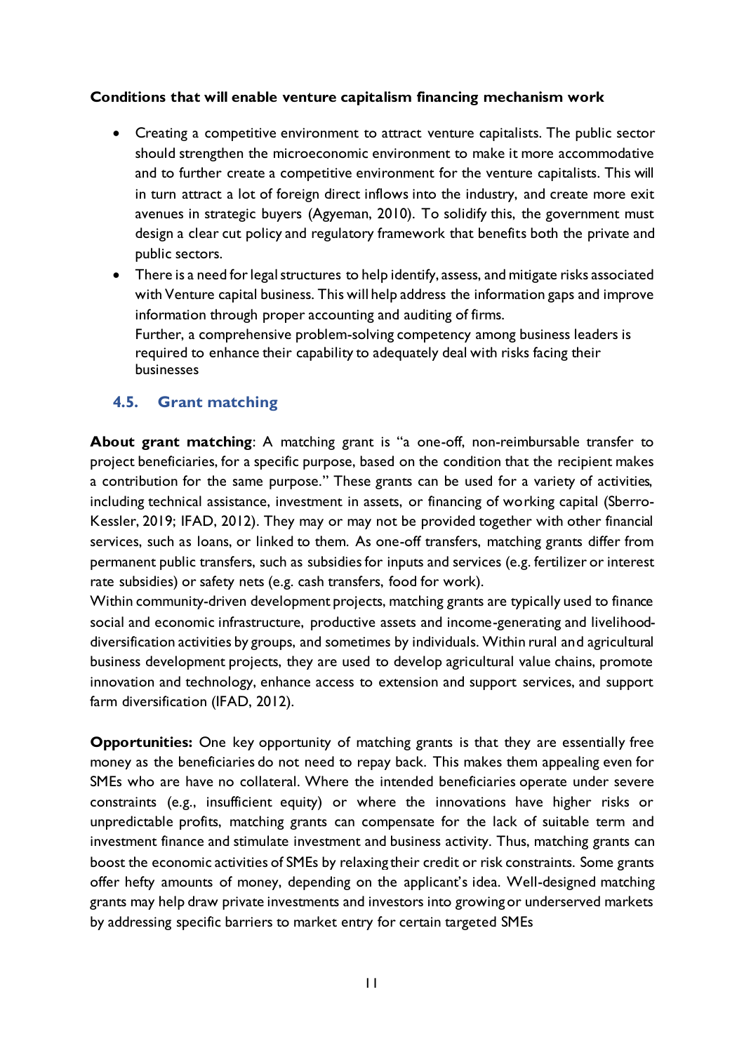**Conditions that will enable venture capitalism financing mechanism work**

- Creating a competitive environment to attract venture capitalists. The public sector should strengthen the microeconomic environment to make it more accommodative and to further create a competitive environment for the venture capitalists. This will in turn attract a lot of foreign direct inflows into the industry, and create more exit avenues in strategic buyers (Agyeman, 2010). To solidify this, the government must design a clear cut policy and regulatory framework that benefits both the private and public sectors.
- There is a need for legal structures to help identify, assess, and mitigate risks associated with Venture capital business. This will help address the information gaps and improve information through proper accounting and auditing of firms.
  Further, a comprehensive problem-solving competency among business leaders is required to enhance their capability to adequately deal with risks facing their businesses

## 4.5. Grant matching

**About grant matching**: A matching grant is "a one-off, non-reimbursable transfer to project beneficiaries, for a specific purpose, based on the condition that the recipient makes a contribution for the same purpose." These grants can be used for a variety of activities, including technical assistance, investment in assets, or financing of working capital (Sberro-Kessler, 2019; IFAD, 2012). They may or may not be provided together with other financial services, such as loans, or linked to them. As one-off transfers, matching grants differ from permanent public transfers, such as subsidies for inputs and services (e.g. fertilizer or interest rate subsidies) or safety nets (e.g. cash transfers, food for work).
Within community-driven development projects, matching grants are typically used to finance social and economic infrastructure, productive assets and income-generating and livelihood-diversification activities by groups, and sometimes by individuals. Within rural and agricultural business development projects, they are used to develop agricultural value chains, promote innovation and technology, enhance access to extension and support services, and support farm diversification (IFAD, 2012).

**Opportunities:** One key opportunity of matching grants is that they are essentially free money as the beneficiaries do not need to repay back. This makes them appealing even for SMEs who are have no collateral. Where the intended beneficiaries operate under severe constraints (e.g., insufficient equity) or where the innovations have higher risks or unpredictable profits, matching grants can compensate for the lack of suitable term and investment finance and stimulate investment and business activity. Thus, matching grants can boost the economic activities of SMEs by relaxing their credit or risk constraints. Some grants offer hefty amounts of money, depending on the applicant's idea. Well-designed matching grants may help draw private investments and investors into growing or underserved markets by addressing specific barriers to market entry for certain targeted SMEs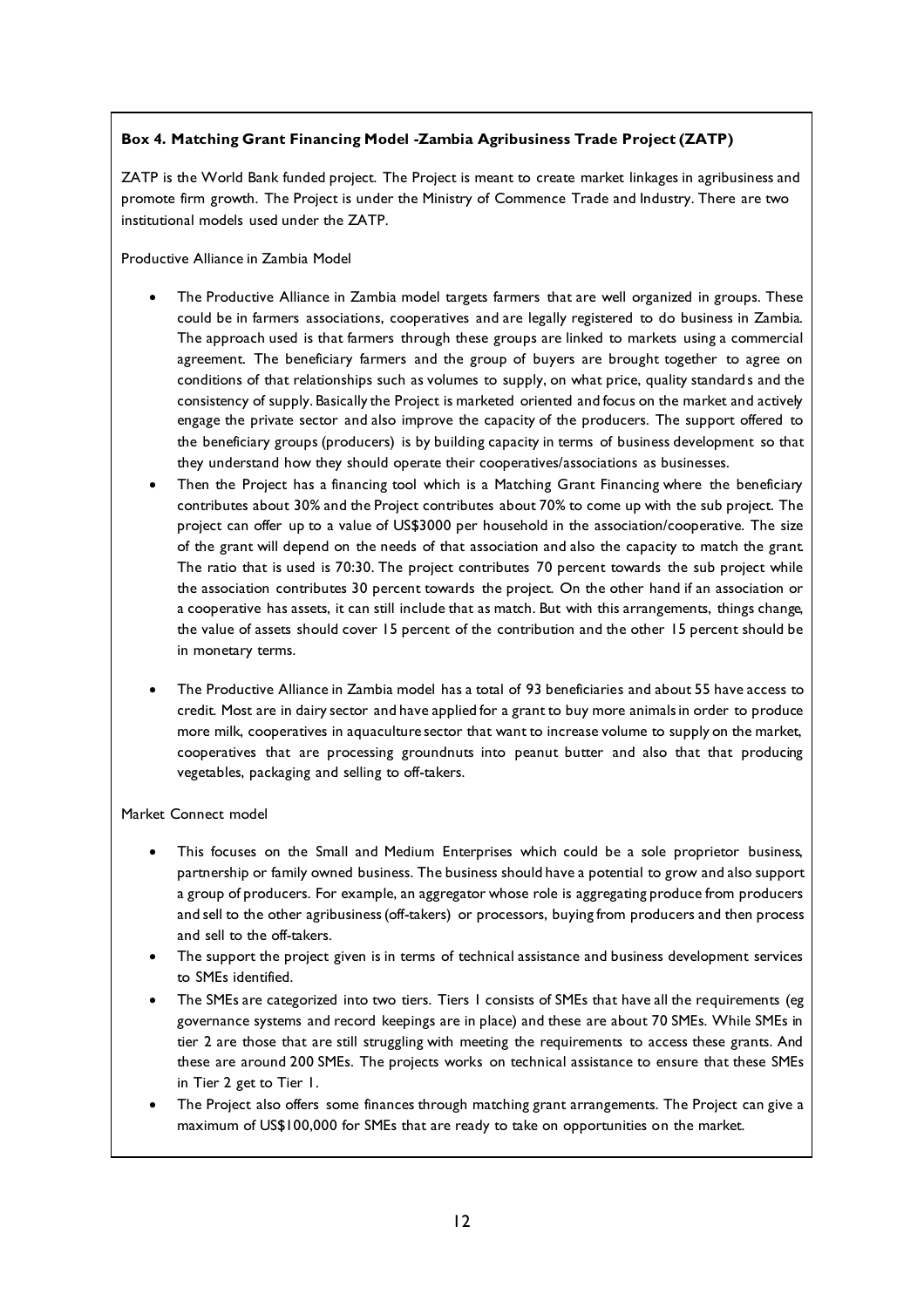**Box 4. Matching Grant Financing Model -Zambia Agribusiness Trade Project (ZATP)**

ZATP is the World Bank funded project. The Project is meant to create market linkages in agribusiness and promote firm growth. The Project is under the Ministry of Commence Trade and Industry. There are two institutional models used under the ZATP.

Productive Alliance in Zambia Model

- The Productive Alliance in Zambia model targets farmers that are well organized in groups. These could be in farmers associations, cooperatives and are legally registered to do business in Zambia. The approach used is that farmers through these groups are linked to markets using a commercial agreement. The beneficiary farmers and the group of buyers are brought together to agree on conditions of that relationships such as volumes to supply, on what price, quality standards and the consistency of supply. Basically the Project is marketed oriented and focus on the market and actively engage the private sector and also improve the capacity of the producers. The support offered to the beneficiary groups (producers) is by building capacity in terms of business development so that they understand how they should operate their cooperatives/associations as businesses.
- Then the Project has a financing tool which is a Matching Grant Financing where the beneficiary contributes about 30% and the Project contributes about 70% to come up with the sub project. The project can offer up to a value of US$3000 per household in the association/cooperative. The size of the grant will depend on the needs of that association and also the capacity to match the grant. The ratio that is used is 70:30. The project contributes 70 percent towards the sub project while the association contributes 30 percent towards the project. On the other hand if an association or a cooperative has assets, it can still include that as match. But with this arrangements, things change, the value of assets should cover 15 percent of the contribution and the other 15 percent should be in monetary terms.
- The Productive Alliance in Zambia model has a total of 93 beneficiaries and about 55 have access to credit. Most are in dairy sector and have applied for a grant to buy more animals in order to produce more milk, cooperatives in aquaculture sector that want to increase volume to supply on the market, cooperatives that are processing groundnuts into peanut butter and also that that producing vegetables, packaging and selling to off-takers.

Market Connect model

- This focuses on the Small and Medium Enterprises which could be a sole proprietor business, partnership or family owned business. The business should have a potential to grow and also support a group of producers. For example, an aggregator whose role is aggregating produce from producers and sell to the other agribusiness (off-takers) or processors, buying from producers and then process and sell to the off-takers.
- The support the project given is in terms of technical assistance and business development services to SMEs identified.
- The SMEs are categorized into two tiers. Tiers 1 consists of SMEs that have all the requirements (eg governance systems and record keepings are in place) and these are about 70 SMEs. While SMEs in tier 2 are those that are still struggling with meeting the requirements to access these grants. And these are around 200 SMEs. The projects works on technical assistance to ensure that these SMEs in Tier 2 get to Tier 1.
- The Project also offers some finances through matching grant arrangements. The Project can give a maximum of US$100,000 for SMEs that are ready to take on opportunities on the market.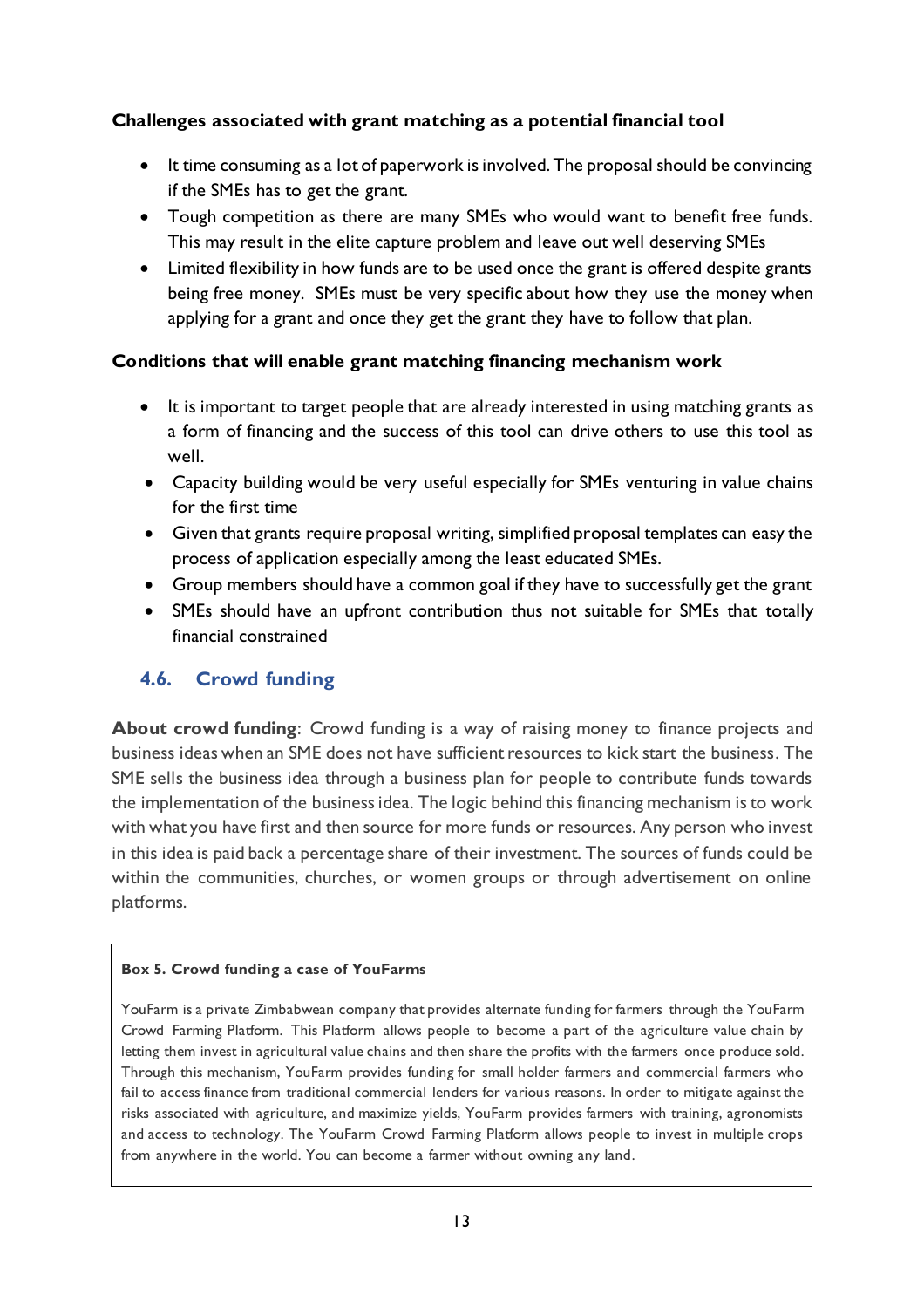**Challenges associated with grant matching as a potential financial tool**

- It time consuming as a lot of paperwork is involved. The proposal should be convincing if the SMEs has to get the grant.
- Tough competition as there are many SMEs who would want to benefit free funds. This may result in the elite capture problem and leave out well deserving SMEs
- Limited flexibility in how funds are to be used once the grant is offered despite grants being free money. SMEs must be very specific about how they use the money when applying for a grant and once they get the grant they have to follow that plan.

**Conditions that will enable grant matching financing mechanism work**

- It is important to target people that are already interested in using matching grants as a form of financing and the success of this tool can drive others to use this tool as well.
- Capacity building would be very useful especially for SMEs venturing in value chains for the first time
- Given that grants require proposal writing, simplified proposal templates can easy the process of application especially among the least educated SMEs.
- Group members should have a common goal if they have to successfully get the grant
- SMEs should have an upfront contribution thus not suitable for SMEs that totally financial constrained

## 4.6. Crowd funding

**About crowd funding**: Crowd funding is a way of raising money to finance projects and business ideas when an SME does not have sufficient resources to kick start the business. The SME sells the business idea through a business plan for people to contribute funds towards the implementation of the business idea. The logic behind this financing mechanism is to work with what you have first and then source for more funds or resources. Any person who invest in this idea is paid back a percentage share of their investment. The sources of funds could be within the communities, churches, or women groups or through advertisement on online platforms.

**Box 5. Crowd funding a case of YouFarms**

YouFarm is a private Zimbabwean company that provides alternate funding for farmers through the YouFarm Crowd Farming Platform. This Platform allows people to become a part of the agriculture value chain by letting them invest in agricultural value chains and then share the profits with the farmers once produce sold. Through this mechanism, YouFarm provides funding for small holder farmers and commercial farmers who fail to access finance from traditional commercial lenders for various reasons. In order to mitigate against the risks associated with agriculture, and maximize yields, YouFarm provides farmers with training, agronomists and access to technology. The YouFarm Crowd Farming Platform allows people to invest in multiple crops from anywhere in the world. You can become a farmer without owning any land.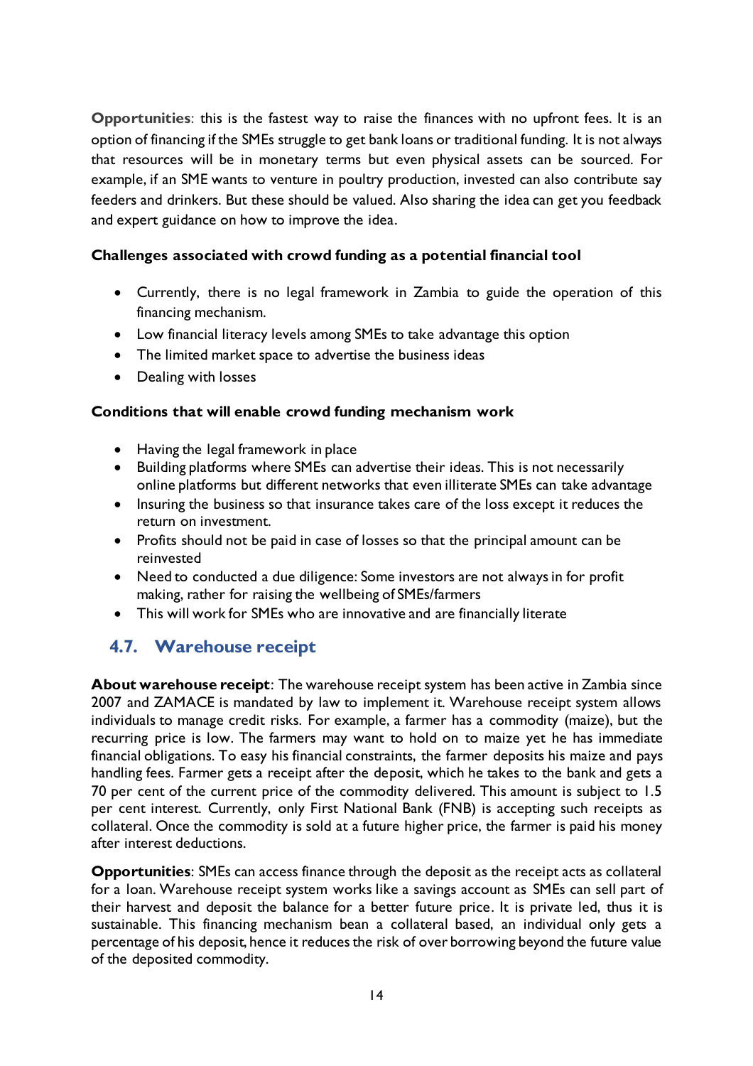**Opportunities**: this is the fastest way to raise the finances with no upfront fees. It is an option of financing if the SMEs struggle to get bank loans or traditional funding. It is not always that resources will be in monetary terms but even physical assets can be sourced. For example, if an SME wants to venture in poultry production, invested can also contribute say feeders and drinkers. But these should be valued. Also sharing the idea can get you feedback and expert guidance on how to improve the idea.

**Challenges associated with crowd funding as a potential financial tool**

- Currently, there is no legal framework in Zambia to guide the operation of this financing mechanism.
- Low financial literacy levels among SMEs to take advantage this option
- The limited market space to advertise the business ideas
- Dealing with losses

**Conditions that will enable crowd funding mechanism work**

- Having the legal framework in place
- Building platforms where SMEs can advertise their ideas. This is not necessarily online platforms but different networks that even illiterate SMEs can take advantage
- Insuring the business so that insurance takes care of the loss except it reduces the return on investment.
- Profits should not be paid in case of losses so that the principal amount can be reinvested
- Need to conducted a due diligence: Some investors are not always in for profit making, rather for raising the wellbeing of SMEs/farmers
- This will work for SMEs who are innovative and are financially literate

## 4.7. Warehouse receipt

**About warehouse receipt**: The warehouse receipt system has been active in Zambia since 2007 and ZAMACE is mandated by law to implement it. Warehouse receipt system allows individuals to manage credit risks. For example, a farmer has a commodity (maize), but the recurring price is low. The farmers may want to hold on to maize yet he has immediate financial obligations. To easy his financial constraints, the farmer deposits his maize and pays handling fees. Farmer gets a receipt after the deposit, which he takes to the bank and gets a 70 per cent of the current price of the commodity delivered. This amount is subject to 1.5 per cent interest. Currently, only First National Bank (FNB) is accepting such receipts as collateral. Once the commodity is sold at a future higher price, the farmer is paid his money after interest deductions.

**Opportunities**: SMEs can access finance through the deposit as the receipt acts as collateral for a loan. Warehouse receipt system works like a savings account as SMEs can sell part of their harvest and deposit the balance for a better future price. It is private led, thus it is sustainable. This financing mechanism bean a collateral based, an individual only gets a percentage of his deposit, hence it reduces the risk of over borrowing beyond the future value of the deposited commodity.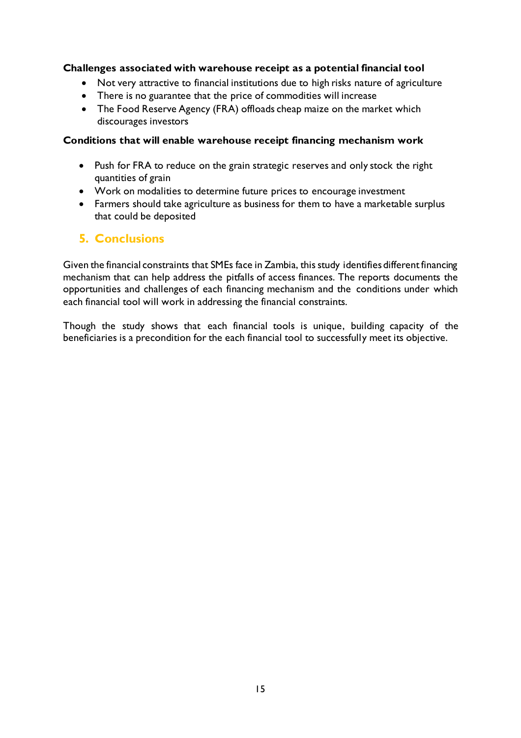**Challenges associated with warehouse receipt as a potential financial tool**

- Not very attractive to financial institutions due to high risks nature of agriculture
- There is no guarantee that the price of commodities will increase
- The Food Reserve Agency (FRA) offloads cheap maize on the market which discourages investors

**Conditions that will enable warehouse receipt financing mechanism work**

- Push for FRA to reduce on the grain strategic reserves and only stock the right quantities of grain
- Work on modalities to determine future prices to encourage investment
- Farmers should take agriculture as business for them to have a marketable surplus that could be deposited

## 5. Conclusions

Given the financial constraints that SMEs face in Zambia, this study identifies different financing mechanism that can help address the pitfalls of access finances. The reports documents the opportunities and challenges of each financing mechanism and the conditions under which each financial tool will work in addressing the financial constraints.

Though the study shows that each financial tools is unique, building capacity of the beneficiaries is a precondition for the each financial tool to successfully meet its objective.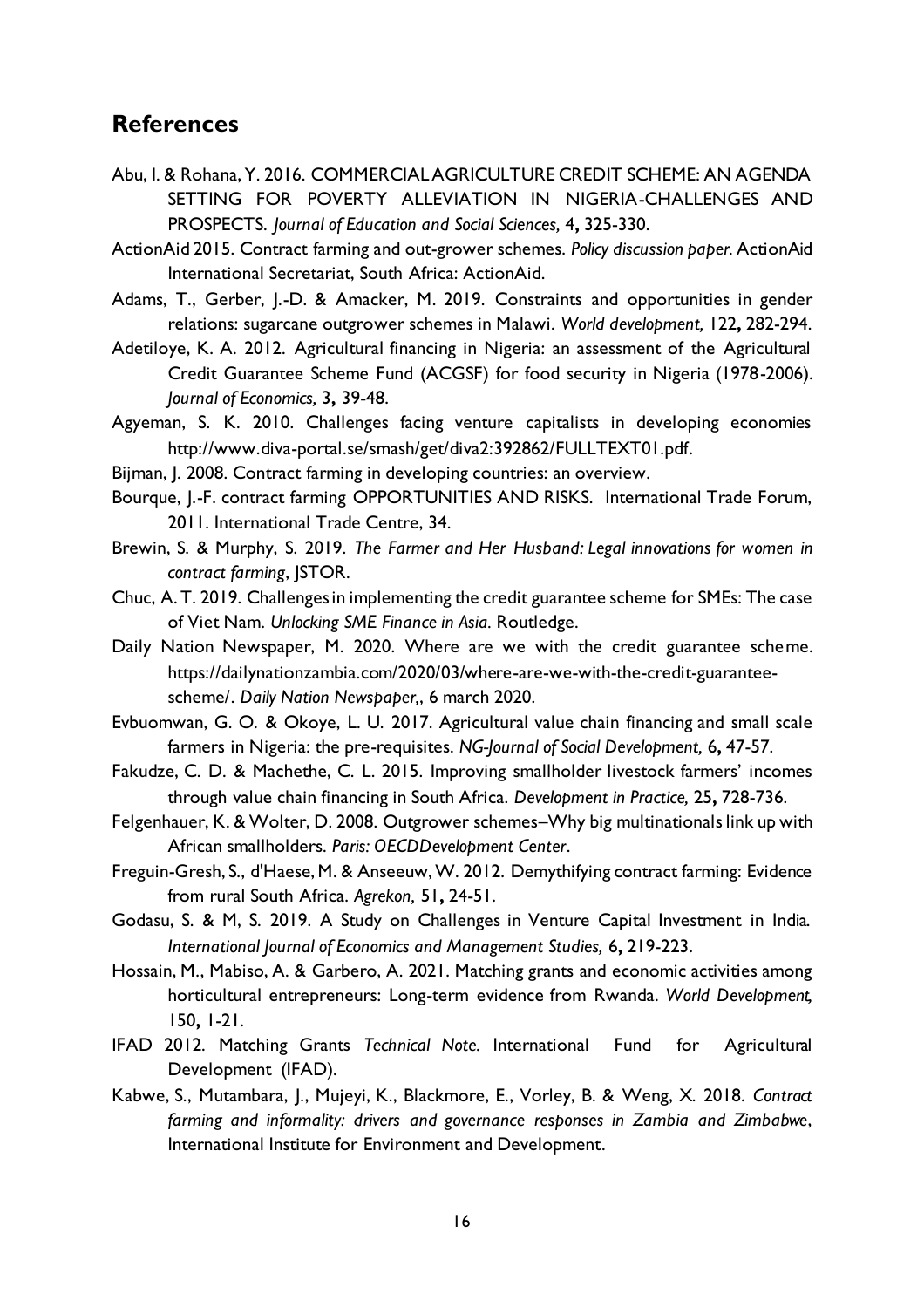## References

Abu, I. & Rohana, Y. 2016. COMMERCIAL AGRICULTURE CREDIT SCHEME: AN AGENDA SETTING FOR POVERTY ALLEVIATION IN NIGERIA-CHALLENGES AND PROSPECTS. *Journal of Education and Social Sciences,* 4**,** 325-330.

ActionAid 2015. Contract farming and out-grower schemes. *Policy discussion paper.* ActionAid International Secretariat, South Africa: ActionAid.

Adams, T., Gerber, J.-D. & Amacker, M. 2019. Constraints and opportunities in gender relations: sugarcane outgrower schemes in Malawi. *World development,* 122**,** 282-294.

Adetiloye, K. A. 2012. Agricultural financing in Nigeria: an assessment of the Agricultural Credit Guarantee Scheme Fund (ACGSF) for food security in Nigeria (1978-2006). *Journal of Economics,* 3**,** 39-48.

Agyeman, S. K. 2010. Challenges facing venture capitalists in developing economies http://www.diva-portal.se/smash/get/diva2:392862/FULLTEXT01.pdf.

Bijman, J. 2008. Contract farming in developing countries: an overview.

Bourque, J.-F. contract farming OPPORTUNITIES AND RISKS. International Trade Forum, 2011. International Trade Centre, 34.

Brewin, S. & Murphy, S. 2019. *The Farmer and Her Husband: Legal innovations for women in contract farming*, JSTOR.

Chuc, A. T. 2019. Challenges in implementing the credit guarantee scheme for SMEs: The case of Viet Nam. *Unlocking SME Finance in Asia.* Routledge.

Daily Nation Newspaper, M. 2020. Where are we with the credit guarantee scheme. https://dailynationzambia.com/2020/03/where-are-we-with-the-credit-guarantee-scheme/. *Daily Nation Newspaper,*, 6 march 2020.

Evbuomwan, G. O. & Okoye, L. U. 2017. Agricultural value chain financing and small scale farmers in Nigeria: the pre-requisites. *NG-Journal of Social Development,* 6**,** 47-57.

Fakudze, C. D. & Machethe, C. L. 2015. Improving smallholder livestock farmers' incomes through value chain financing in South Africa. *Development in Practice,* 25**,** 728-736.

Felgenhauer, K. & Wolter, D. 2008. Outgrower schemes–Why big multinationals link up with African smallholders. *Paris: OECDDevelopment Center*.

Freguin-Gresh, S., d'Haese, M. & Anseeuw, W. 2012. Demythifying contract farming: Evidence from rural South Africa. *Agrekon,* 51**,** 24-51.

Godasu, S. & M, S. 2019. A Study on Challenges in Venture Capital Investment in India. *International Journal of Economics and Management Studies,* 6**,** 219-223.

Hossain, M., Mabiso, A. & Garbero, A. 2021. Matching grants and economic activities among horticultural entrepreneurs: Long-term evidence from Rwanda. *World Development,* 150**,** 1-21.

IFAD 2012. Matching Grants *Technical Note.* International Fund for Agricultural Development (IFAD).

Kabwe, S., Mutambara, J., Mujeyi, K., Blackmore, E., Vorley, B. & Weng, X. 2018. *Contract farming and informality: drivers and governance responses in Zambia and Zimbabwe*, International Institute for Environment and Development.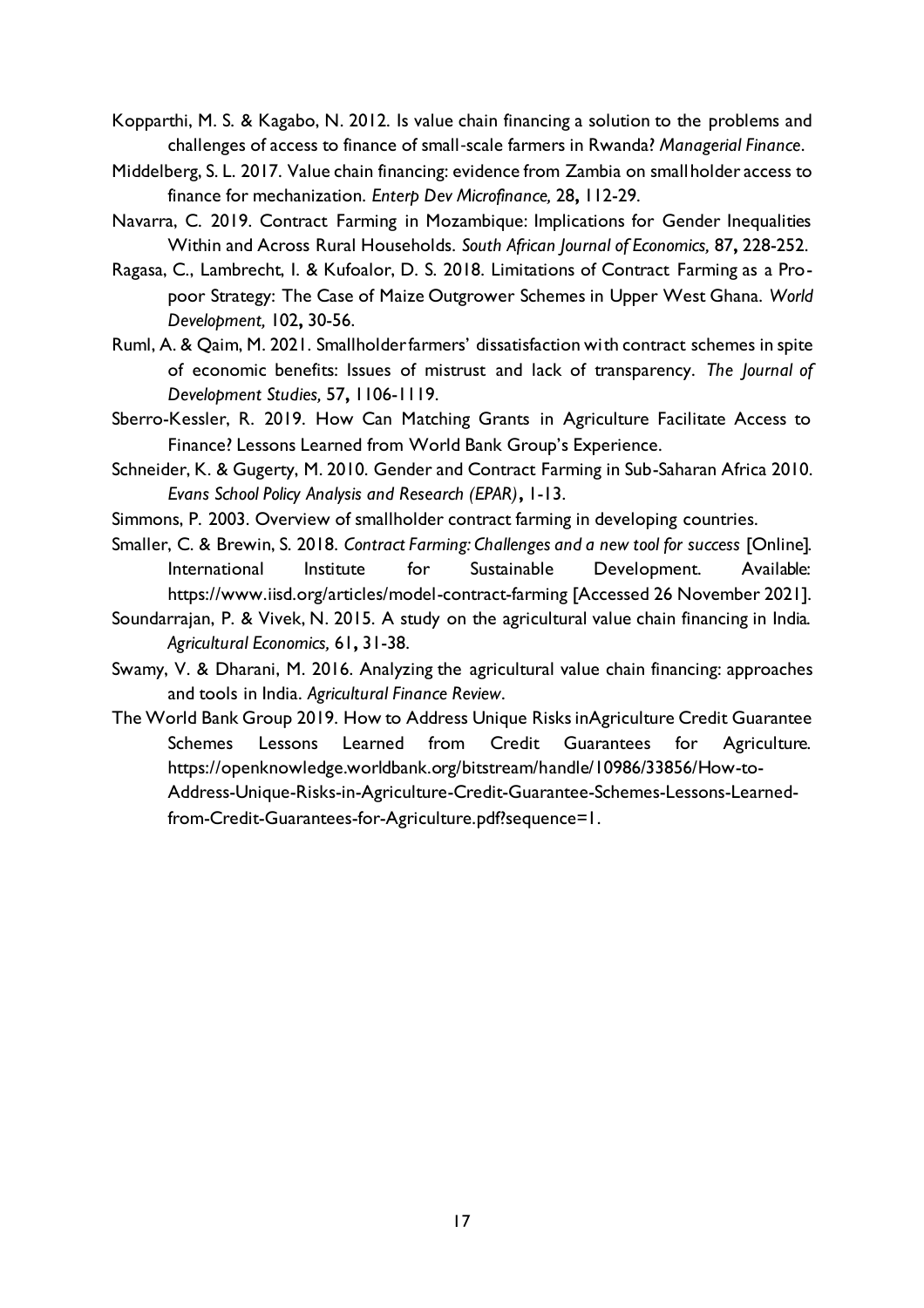Kopparthi, M. S. & Kagabo, N. 2012. Is value chain financing a solution to the problems and challenges of access to finance of small-scale farmers in Rwanda? *Managerial Finance*.

Middelberg, S. L. 2017. Value chain financing: evidence from Zambia on smallholder access to finance for mechanization. *Enterp Dev Microfinance,* 28**,** 112-29.

Navarra, C. 2019. Contract Farming in Mozambique: Implications for Gender Inequalities Within and Across Rural Households. *South African Journal of Economics,* 87**,** 228-252.

Ragasa, C., Lambrecht, I. & Kufoalor, D. S. 2018. Limitations of Contract Farming as a Pro-poor Strategy: The Case of Maize Outgrower Schemes in Upper West Ghana. *World Development,* 102**,** 30-56.

Ruml, A. & Qaim, M. 2021. Smallholder farmers' dissatisfaction with contract schemes in spite of economic benefits: Issues of mistrust and lack of transparency. *The Journal of Development Studies,* 57**,** 1106-1119.

Sberro-Kessler, R. 2019. How Can Matching Grants in Agriculture Facilitate Access to Finance? Lessons Learned from World Bank Group's Experience.

Schneider, K. & Gugerty, M. 2010. Gender and Contract Farming in Sub-Saharan Africa 2010. *Evans School Policy Analysis and Research (EPAR)***,** 1-13.

Simmons, P. 2003. Overview of smallholder contract farming in developing countries.

Smaller, C. & Brewin, S. 2018. *Contract Farming: Challenges and a new tool for success* [Online]. International Institute for Sustainable Development. Available: https://www.iisd.org/articles/model-contract-farming [Accessed 26 November 2021].

Soundarrajan, P. & Vivek, N. 2015. A study on the agricultural value chain financing in India. *Agricultural Economics,* 61**,** 31-38.

Swamy, V. & Dharani, M. 2016. Analyzing the agricultural value chain financing: approaches and tools in India. *Agricultural Finance Review*.

The World Bank Group 2019. How to Address Unique Risks inAgriculture Credit Guarantee Schemes Lessons Learned from Credit Guarantees for Agriculture. https://openknowledge.worldbank.org/bitstream/handle/10986/33856/How-to-Address-Unique-Risks-in-Agriculture-Credit-Guarantee-Schemes-Lessons-Learned-from-Credit-Guarantees-for-Agriculture.pdf?sequence=1.